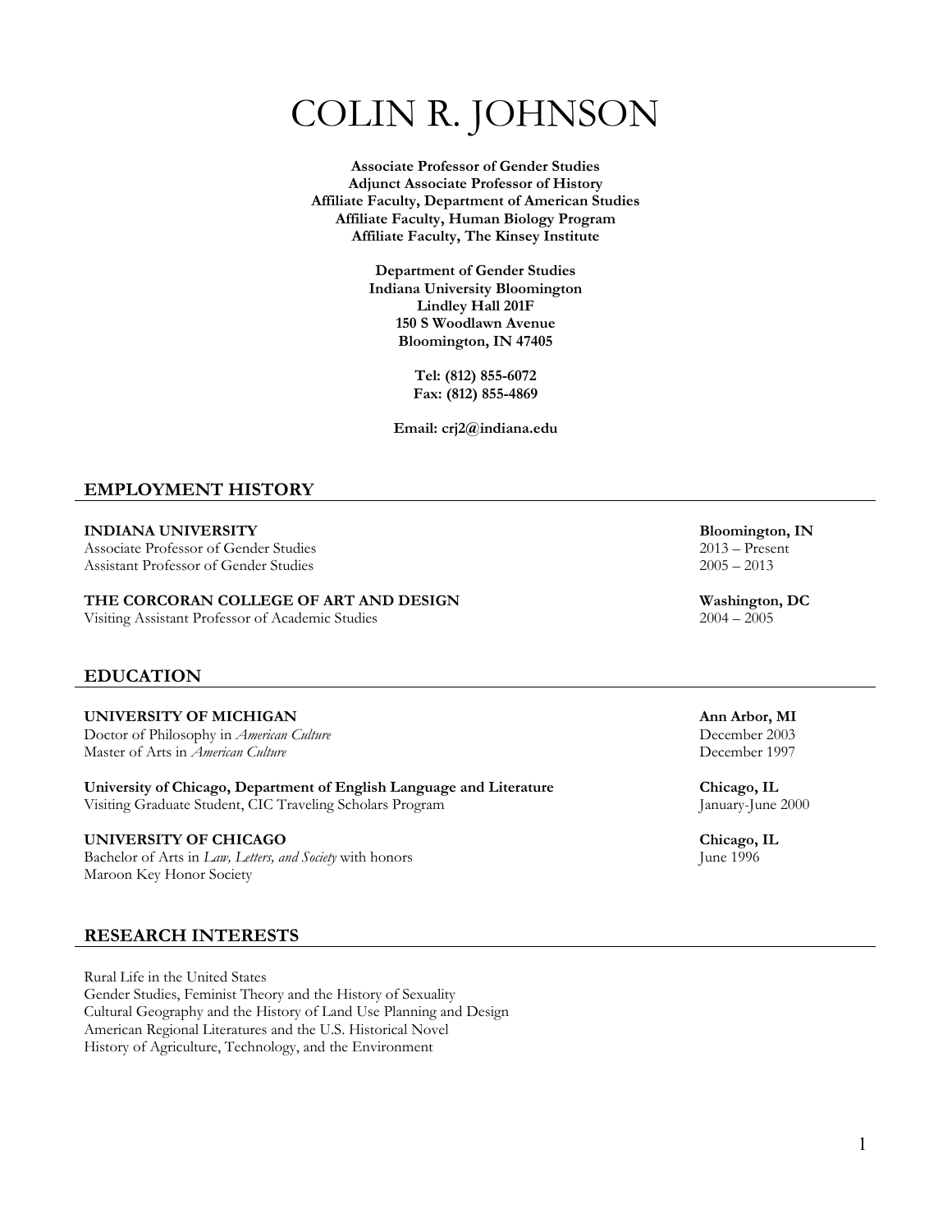# COLIN R. JOHNSON

**Associate Professor of Gender Studies**
**Adjunct Associate Professor of History**
**Affiliate Faculty, Department of American Studies**
**Affiliate Faculty, Human Biology Program**
**Affiliate Faculty, The Kinsey Institute**

**Department of Gender Studies**
**Indiana University Bloomington**
**Lindley Hall 201F**
**150 S Woodlawn Avenue**
**Bloomington, IN 47405**

**Tel: (812) 855-6072**
**Fax: (812) 855-4869**

**Email: crj2@indiana.edu**

## EMPLOYMENT HISTORY

**INDIANA UNIVERSITY** — **Bloomington, IN**
Associate Professor of Gender Studies — 2013 – Present
Assistant Professor of Gender Studies — 2005 – 2013

**THE CORCORAN COLLEGE OF ART AND DESIGN** — **Washington, DC**
Visiting Assistant Professor of Academic Studies — 2004 – 2005

## EDUCATION

**UNIVERSITY OF MICHIGAN** — **Ann Arbor, MI**
Doctor of Philosophy in *American Culture* — December 2003
Master of Arts in *American Culture* — December 1997

**University of Chicago, Department of English Language and Literature** — **Chicago, IL**
Visiting Graduate Student, CIC Traveling Scholars Program — January-June 2000

**UNIVERSITY OF CHICAGO** — **Chicago, IL**
Bachelor of Arts in *Law, Letters, and Society* with honors — June 1996
Maroon Key Honor Society

## RESEARCH INTERESTS

Rural Life in the United States
Gender Studies, Feminist Theory and the History of Sexuality
Cultural Geography and the History of Land Use Planning and Design
American Regional Literatures and the U.S. Historical Novel
History of Agriculture, Technology, and the Environment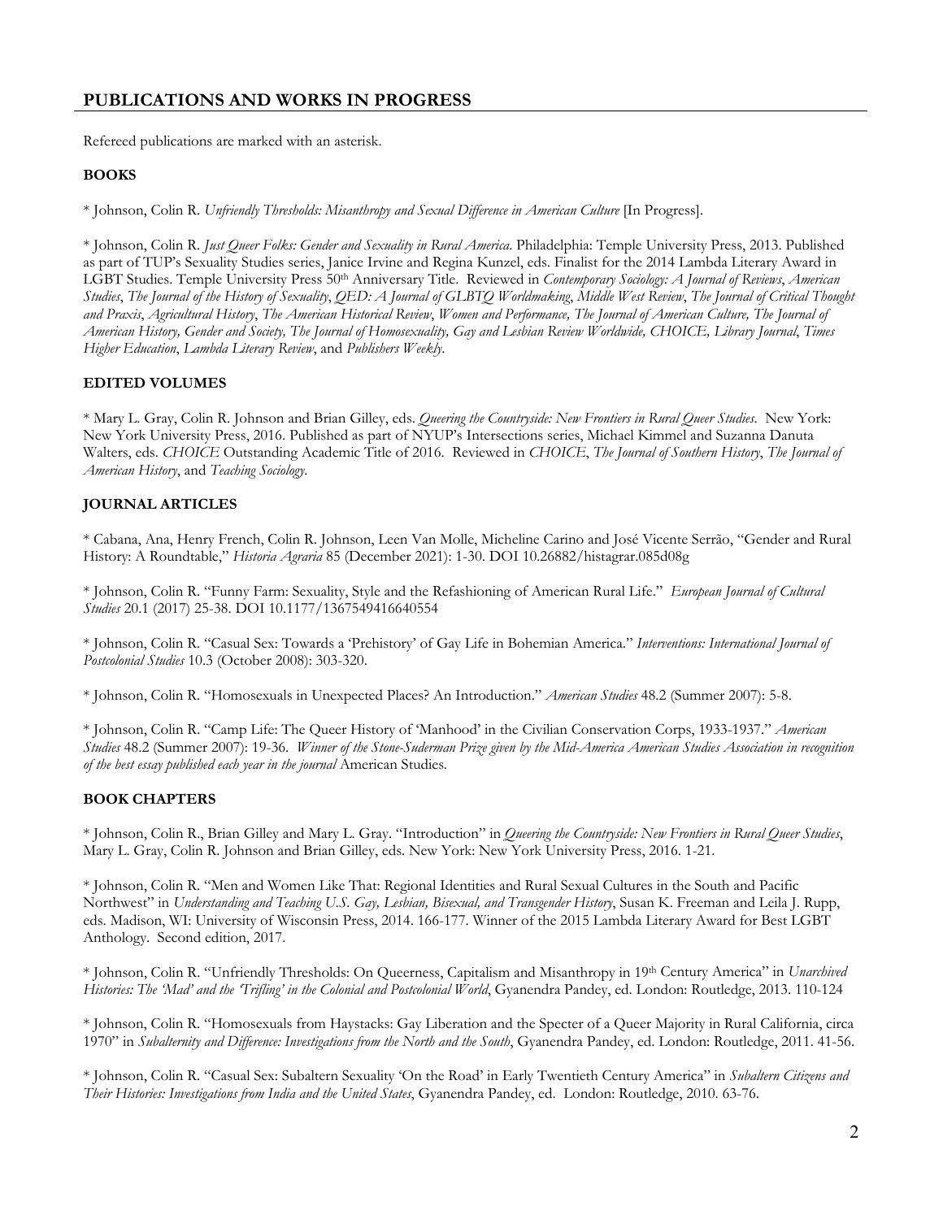## PUBLICATIONS AND WORKS IN PROGRESS

Refereed publications are marked with an asterisk.

### BOOKS

* Johnson, Colin R. *Unfriendly Thresholds: Misanthropy and Sexual Difference in American Culture* [In Progress].

* Johnson, Colin R. *Just Queer Folks: Gender and Sexuality in Rural America*. Philadelphia: Temple University Press, 2013. Published as part of TUP's Sexuality Studies series, Janice Irvine and Regina Kunzel, eds. Finalist for the 2014 Lambda Literary Award in LGBT Studies. Temple University Press 50th Anniversary Title. Reviewed in *Contemporary Sociology: A Journal of Reviews*, *American Studies*, *The Journal of the History of Sexuality*, *QED: A Journal of GLBTQ Worldmaking*, *Middle West Review*, *The Journal of Critical Thought and Praxis*, *Agricultural History*, *The American Historical Review*, *Women and Performance, The Journal of American Culture, The Journal of American History, Gender and Society, The Journal of Homosexuality, Gay and Lesbian Review Worldwide, CHOICE, Library Journal*, *Times Higher Education*, *Lambda Literary Review*, and *Publishers Weekly*.

### EDITED VOLUMES

* Mary L. Gray, Colin R. Johnson and Brian Gilley, eds. *Queering the Countryside: New Frontiers in Rural Queer Studies*. New York: New York University Press, 2016. Published as part of NYUP's Intersections series, Michael Kimmel and Suzanna Danuta Walters, eds. *CHOICE* Outstanding Academic Title of 2016. Reviewed in *CHOICE*, *The Journal of Southern History*, *The Journal of American History*, and *Teaching Sociology*.

### JOURNAL ARTICLES

* Cabana, Ana, Henry French, Colin R. Johnson, Leen Van Molle, Micheline Carino and José Vicente Serrão, "Gender and Rural History: A Roundtable," *Historia Agraria* 85 (December 2021): 1-30. DOI 10.26882/histagrar.085d08g

* Johnson, Colin R. "Funny Farm: Sexuality, Style and the Refashioning of American Rural Life." *European Journal of Cultural Studies* 20.1 (2017) 25-38. DOI 10.1177/1367549416640554

* Johnson, Colin R. "Casual Sex: Towards a 'Prehistory' of Gay Life in Bohemian America." *Interventions: International Journal of Postcolonial Studies* 10.3 (October 2008): 303-320.

* Johnson, Colin R. "Homosexuals in Unexpected Places? An Introduction." *American Studies* 48.2 (Summer 2007): 5-8.

* Johnson, Colin R. "Camp Life: The Queer History of 'Manhood' in the Civilian Conservation Corps, 1933-1937." *American Studies* 48.2 (Summer 2007): 19-36. *Winner of the Stone-Suderman Prize given by the Mid-America American Studies Association in recognition of the best essay published each year in the journal* American Studies.

### BOOK CHAPTERS

* Johnson, Colin R., Brian Gilley and Mary L. Gray. "Introduction" in *Queering the Countryside: New Frontiers in Rural Queer Studies*, Mary L. Gray, Colin R. Johnson and Brian Gilley, eds. New York: New York University Press, 2016. 1-21.

* Johnson, Colin R. "Men and Women Like That: Regional Identities and Rural Sexual Cultures in the South and Pacific Northwest" in *Understanding and Teaching U.S. Gay, Lesbian, Bisexual, and Transgender History*, Susan K. Freeman and Leila J. Rupp, eds. Madison, WI: University of Wisconsin Press, 2014. 166-177. Winner of the 2015 Lambda Literary Award for Best LGBT Anthology. Second edition, 2017.

* Johnson, Colin R. "Unfriendly Thresholds: On Queerness, Capitalism and Misanthropy in 19th Century America" in *Unarchived Histories: The 'Mad' and the 'Trifling' in the Colonial and Postcolonial World*, Gyanendra Pandey, ed. London: Routledge, 2013. 110-124

* Johnson, Colin R. "Homosexuals from Haystacks: Gay Liberation and the Specter of a Queer Majority in Rural California, circa 1970" in *Subalternity and Difference: Investigations from the North and the South*, Gyanendra Pandey, ed. London: Routledge, 2011. 41-56.

* Johnson, Colin R. "Casual Sex: Subaltern Sexuality 'On the Road' in Early Twentieth Century America" in *Subaltern Citizens and Their Histories: Investigations from India and the United States*, Gyanendra Pandey, ed. London: Routledge, 2010. 63-76.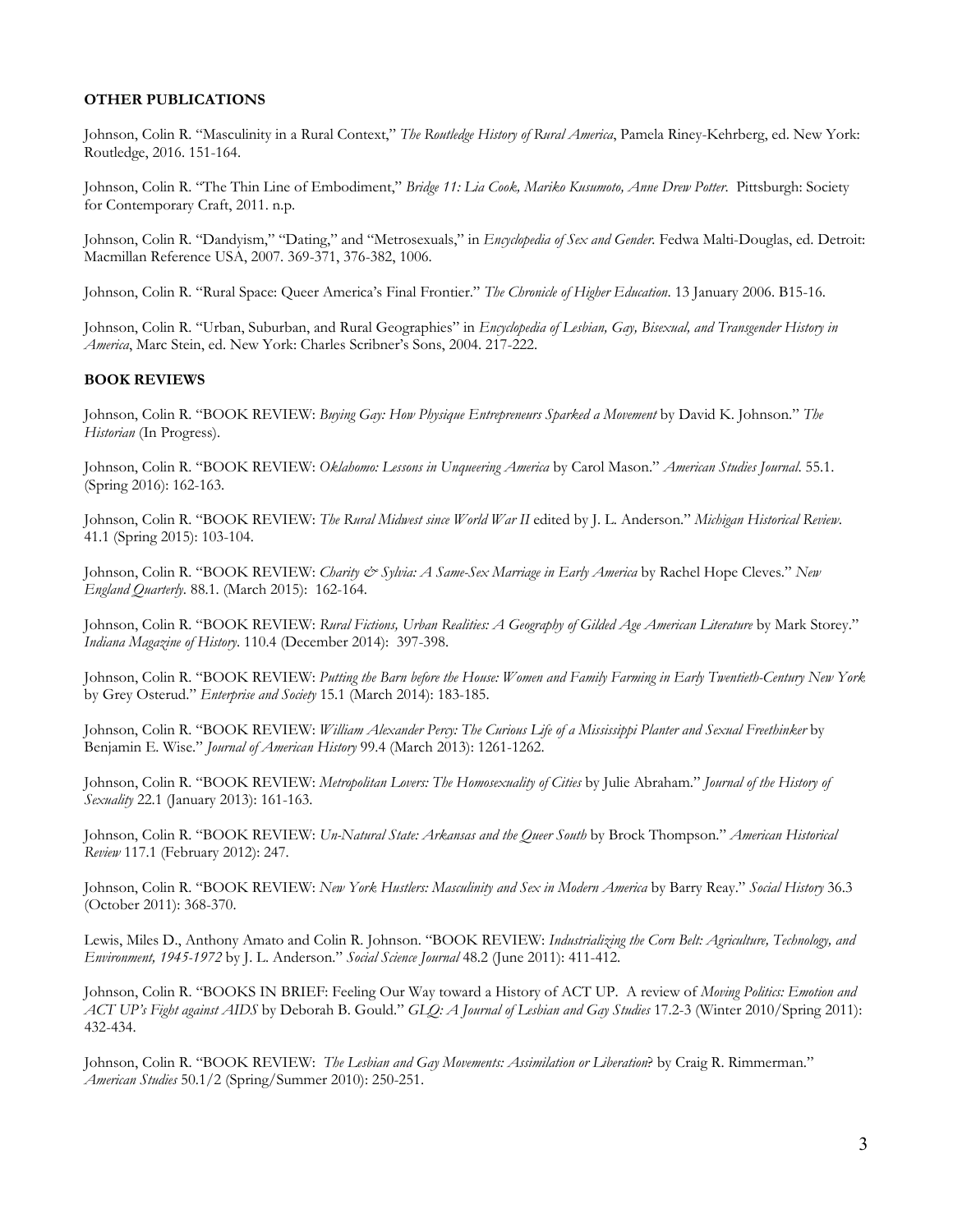**OTHER PUBLICATIONS**

Johnson, Colin R. "Masculinity in a Rural Context," *The Routledge History of Rural America*, Pamela Riney-Kehrberg, ed. New York: Routledge, 2016. 151-164.

Johnson, Colin R. "The Thin Line of Embodiment," *Bridge 11: Lia Cook, Mariko Kusumoto, Anne Drew Potter*. Pittsburgh: Society for Contemporary Craft, 2011. n.p.

Johnson, Colin R. "Dandyism," "Dating," and "Metrosexuals," in *Encyclopedia of Sex and Gender*. Fedwa Malti-Douglas, ed. Detroit: Macmillan Reference USA, 2007. 369-371, 376-382, 1006.

Johnson, Colin R. "Rural Space: Queer America's Final Frontier." *The Chronicle of Higher Education*. 13 January 2006. B15-16.

Johnson, Colin R. "Urban, Suburban, and Rural Geographies" in *Encyclopedia of Lesbian, Gay, Bisexual, and Transgender History in America*, Marc Stein, ed. New York: Charles Scribner's Sons, 2004. 217-222.

**BOOK REVIEWS**

Johnson, Colin R. "BOOK REVIEW: *Buying Gay: How Physique Entrepreneurs Sparked a Movement* by David K. Johnson." *The Historian* (In Progress).

Johnson, Colin R. "BOOK REVIEW: *Oklahomo: Lessons in Unqueering America* by Carol Mason." *American Studies Journal*. 55.1. (Spring 2016): 162-163.

Johnson, Colin R. "BOOK REVIEW: *The Rural Midwest since World War II* edited by J. L. Anderson." *Michigan Historical Review*. 41.1 (Spring 2015): 103-104.

Johnson, Colin R. "BOOK REVIEW: *Charity & Sylvia: A Same-Sex Marriage in Early America* by Rachel Hope Cleves." *New England Quarterly*. 88.1. (March 2015): 162-164.

Johnson, Colin R. "BOOK REVIEW: *Rural Fictions, Urban Realities: A Geography of Gilded Age American Literature* by Mark Storey." *Indiana Magazine of History*. 110.4 (December 2014): 397-398.

Johnson, Colin R. "BOOK REVIEW: *Putting the Barn before the House: Women and Family Farming in Early Twentieth-Century New York* by Grey Osterud." *Enterprise and Society* 15.1 (March 2014): 183-185.

Johnson, Colin R. "BOOK REVIEW: *William Alexander Percy: The Curious Life of a Mississippi Planter and Sexual Freethinker* by Benjamin E. Wise." *Journal of American History* 99.4 (March 2013): 1261-1262.

Johnson, Colin R. "BOOK REVIEW: *Metropolitan Lovers: The Homosexuality of Cities* by Julie Abraham." *Journal of the History of Sexuality* 22.1 (January 2013): 161-163.

Johnson, Colin R. "BOOK REVIEW: *Un-Natural State: Arkansas and the Queer South* by Brock Thompson." *American Historical Review* 117.1 (February 2012): 247.

Johnson, Colin R. "BOOK REVIEW: *New York Hustlers: Masculinity and Sex in Modern America* by Barry Reay." *Social History* 36.3 (October 2011): 368-370.

Lewis, Miles D., Anthony Amato and Colin R. Johnson. "BOOK REVIEW: *Industrializing the Corn Belt: Agriculture, Technology, and Environment, 1945-1972* by J. L. Anderson." *Social Science Journal* 48.2 (June 2011): 411-412.

Johnson, Colin R. "BOOKS IN BRIEF: Feeling Our Way toward a History of ACT UP. A review of *Moving Politics: Emotion and ACT UP's Fight against AIDS* by Deborah B. Gould." *GLQ: A Journal of Lesbian and Gay Studies* 17.2-3 (Winter 2010/Spring 2011): 432-434.

Johnson, Colin R. "BOOK REVIEW: *The Lesbian and Gay Movements: Assimilation or Liberation*? by Craig R. Rimmerman." *American Studies* 50.1/2 (Spring/Summer 2010): 250-251.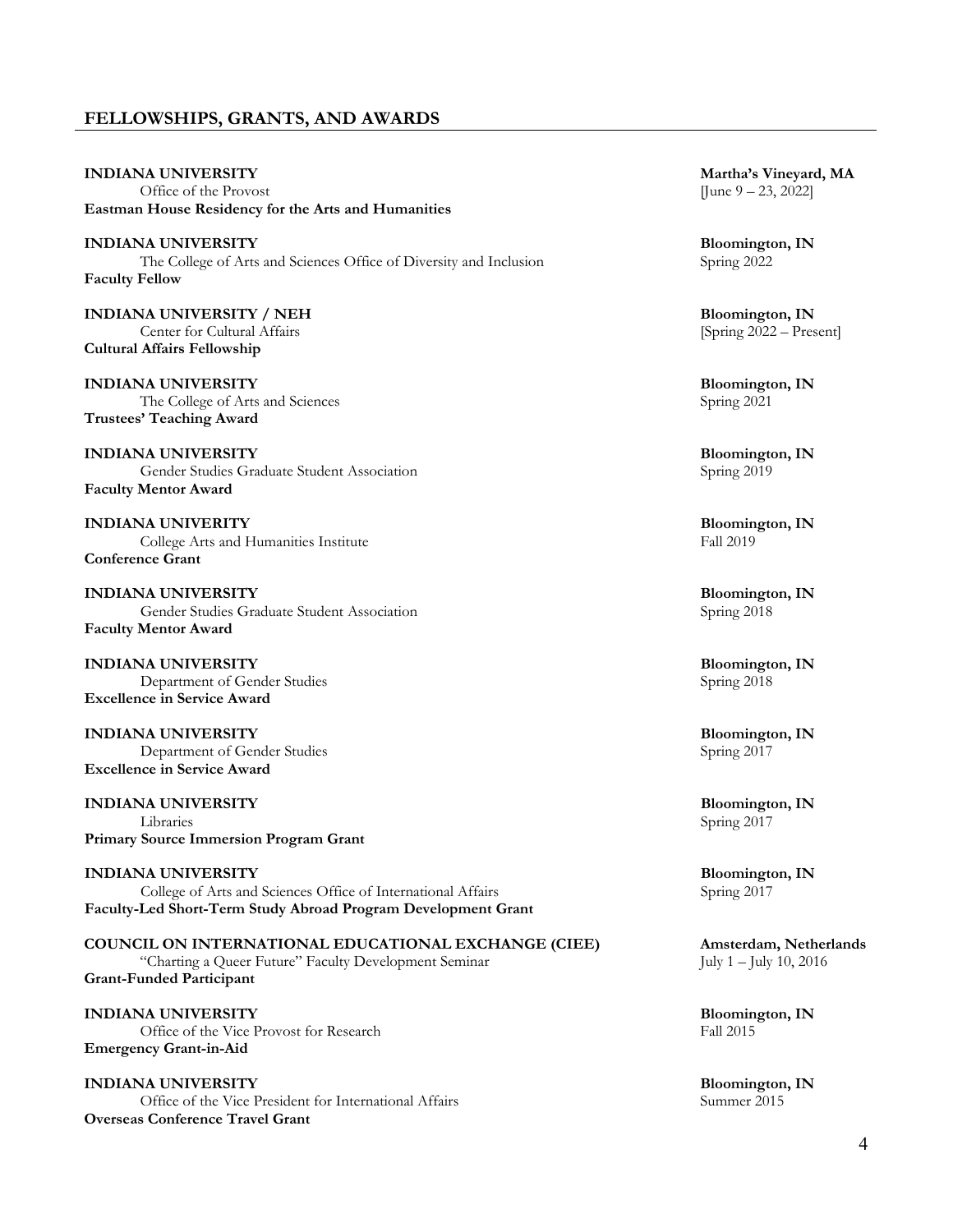## FELLOWSHIPS, GRANTS, AND AWARDS

**INDIANA UNIVERSITY** — **Martha's Vineyard, MA**
Office of the Provost — [June 9 – 23, 2022]
**Eastman House Residency for the Arts and Humanities**

**INDIANA UNIVERSITY** — **Bloomington, IN**
The College of Arts and Sciences Office of Diversity and Inclusion — Spring 2022
**Faculty Fellow**

**INDIANA UNIVERSITY / NEH** — **Bloomington, IN**
Center for Cultural Affairs — [Spring 2022 – Present]
**Cultural Affairs Fellowship**

**INDIANA UNIVERSITY** — **Bloomington, IN**
The College of Arts and Sciences — Spring 2021
**Trustees' Teaching Award**

**INDIANA UNIVERSITY** — **Bloomington, IN**
Gender Studies Graduate Student Association — Spring 2019
**Faculty Mentor Award**

**INDIANA UNIVERITY** — **Bloomington, IN**
College Arts and Humanities Institute — Fall 2019
**Conference Grant**

**INDIANA UNIVERSITY** — **Bloomington, IN**
Gender Studies Graduate Student Association — Spring 2018
**Faculty Mentor Award**

**INDIANA UNIVERSITY** — **Bloomington, IN**
Department of Gender Studies — Spring 2018
**Excellence in Service Award**

**INDIANA UNIVERSITY** — **Bloomington, IN**
Department of Gender Studies — Spring 2017
**Excellence in Service Award**

**INDIANA UNIVERSITY** — **Bloomington, IN**
Libraries — Spring 2017
**Primary Source Immersion Program Grant**

**INDIANA UNIVERSITY** — **Bloomington, IN**
College of Arts and Sciences Office of International Affairs — Spring 2017
**Faculty-Led Short-Term Study Abroad Program Development Grant**

**COUNCIL ON INTERNATIONAL EDUCATIONAL EXCHANGE (CIEE)** — **Amsterdam, Netherlands**
"Charting a Queer Future" Faculty Development Seminar — July 1 – July 10, 2016
**Grant-Funded Participant**

**INDIANA UNIVERSITY** — **Bloomington, IN**
Office of the Vice Provost for Research — Fall 2015
**Emergency Grant-in-Aid**

**INDIANA UNIVERSITY** — **Bloomington, IN**
Office of the Vice President for International Affairs — Summer 2015
**Overseas Conference Travel Grant**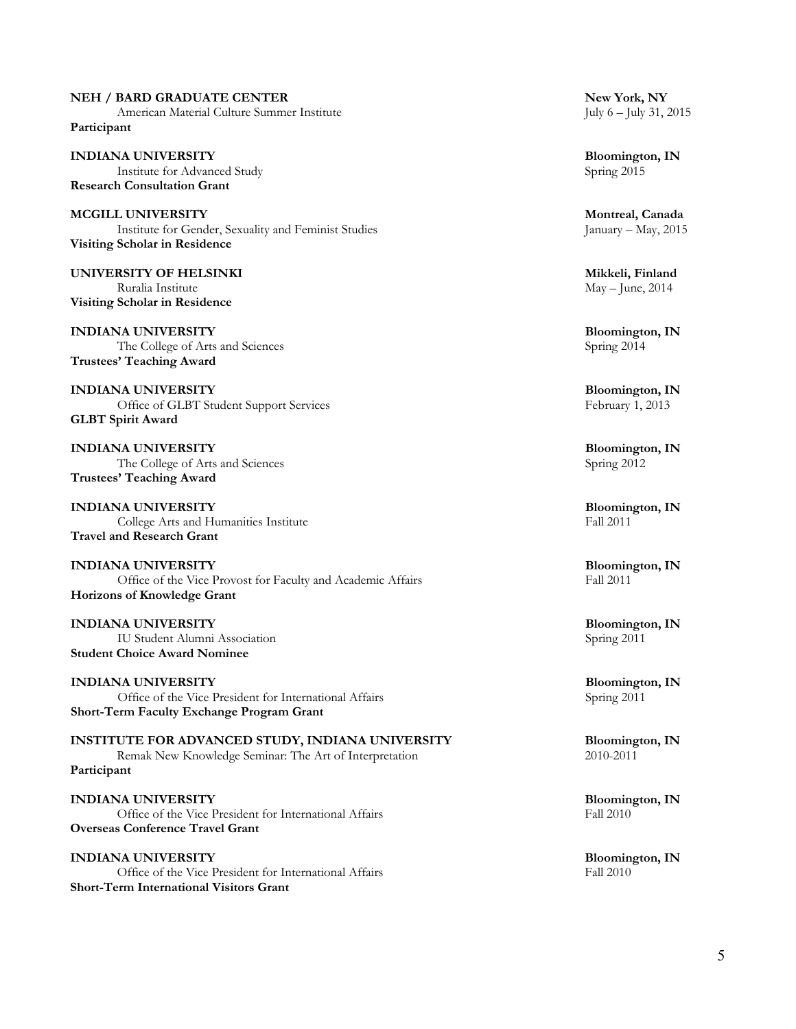**NEH / BARD GRADUATE CENTER** — **New York, NY**
American Material Culture Summer Institute — July 6 – July 31, 2015
**Participant**

**INDIANA UNIVERSITY** — **Bloomington, IN**
Institute for Advanced Study — Spring 2015
**Research Consultation Grant**

**MCGILL UNIVERSITY** — **Montreal, Canada**
Institute for Gender, Sexuality and Feminist Studies — January – May, 2015
**Visiting Scholar in Residence**

**UNIVERSITY OF HELSINKI** — **Mikkeli, Finland**
Ruralia Institute — May – June, 2014
**Visiting Scholar in Residence**

**INDIANA UNIVERSITY** — **Bloomington, IN**
The College of Arts and Sciences — Spring 2014
**Trustees' Teaching Award**

**INDIANA UNIVERSITY** — **Bloomington, IN**
Office of GLBT Student Support Services — February 1, 2013
**GLBT Spirit Award**

**INDIANA UNIVERSITY** — **Bloomington, IN**
The College of Arts and Sciences — Spring 2012
**Trustees' Teaching Award**

**INDIANA UNIVERSITY** — **Bloomington, IN**
College Arts and Humanities Institute — Fall 2011
**Travel and Research Grant**

**INDIANA UNIVERSITY** — **Bloomington, IN**
Office of the Vice Provost for Faculty and Academic Affairs — Fall 2011
**Horizons of Knowledge Grant**

**INDIANA UNIVERSITY** — **Bloomington, IN**
IU Student Alumni Association — Spring 2011
**Student Choice Award Nominee**

**INDIANA UNIVERSITY** — **Bloomington, IN**
Office of the Vice President for International Affairs — Spring 2011
**Short-Term Faculty Exchange Program Grant**

**INSTITUTE FOR ADVANCED STUDY, INDIANA UNIVERSITY** — **Bloomington, IN**
Remak New Knowledge Seminar: The Art of Interpretation — 2010-2011
**Participant**

**INDIANA UNIVERSITY** — **Bloomington, IN**
Office of the Vice President for International Affairs — Fall 2010
**Overseas Conference Travel Grant**

**INDIANA UNIVERSITY** — **Bloomington, IN**
Office of the Vice President for International Affairs — Fall 2010
**Short-Term International Visitors Grant**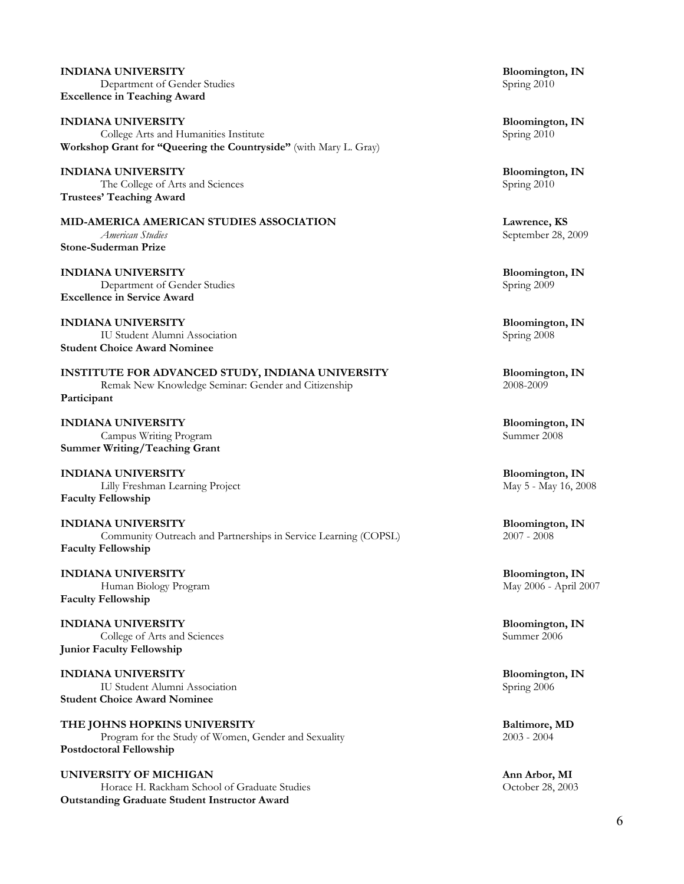**INDIANA UNIVERSITY** **Bloomington, IN**
Department of Gender Studies Spring 2010
**Excellence in Teaching Award**

**INDIANA UNIVERSITY** **Bloomington, IN**
College Arts and Humanities Institute Spring 2010
**Workshop Grant for "Queering the Countryside"** (with Mary L. Gray)

**INDIANA UNIVERSITY** **Bloomington, IN**
The College of Arts and Sciences Spring 2010
**Trustees' Teaching Award**

**MID-AMERICA AMERICAN STUDIES ASSOCIATION** **Lawrence, KS**
*American Studies* September 28, 2009
**Stone-Suderman Prize**

**INDIANA UNIVERSITY** **Bloomington, IN**
Department of Gender Studies Spring 2009
**Excellence in Service Award**

**INDIANA UNIVERSITY** **Bloomington, IN**
IU Student Alumni Association Spring 2008
**Student Choice Award Nominee**

**INSTITUTE FOR ADVANCED STUDY, INDIANA UNIVERSITY** **Bloomington, IN**
Remak New Knowledge Seminar: Gender and Citizenship 2008-2009
**Participant**

**INDIANA UNIVERSITY** **Bloomington, IN**
Campus Writing Program Summer 2008
**Summer Writing/Teaching Grant**

**INDIANA UNIVERSITY** **Bloomington, IN**
Lilly Freshman Learning Project May 5 - May 16, 2008
**Faculty Fellowship**

**INDIANA UNIVERSITY** **Bloomington, IN**
Community Outreach and Partnerships in Service Learning (COPSL) 2007 - 2008
**Faculty Fellowship**

**INDIANA UNIVERSITY** **Bloomington, IN**
Human Biology Program May 2006 - April 2007
**Faculty Fellowship**

**INDIANA UNIVERSITY** **Bloomington, IN**
College of Arts and Sciences Summer 2006
**Junior Faculty Fellowship**

**INDIANA UNIVERSITY** **Bloomington, IN**
IU Student Alumni Association Spring 2006
**Student Choice Award Nominee**

**THE JOHNS HOPKINS UNIVERSITY** **Baltimore, MD**
Program for the Study of Women, Gender and Sexuality 2003 - 2004
**Postdoctoral Fellowship**

**UNIVERSITY OF MICHIGAN** **Ann Arbor, MI**
Horace H. Rackham School of Graduate Studies October 28, 2003
**Outstanding Graduate Student Instructor Award**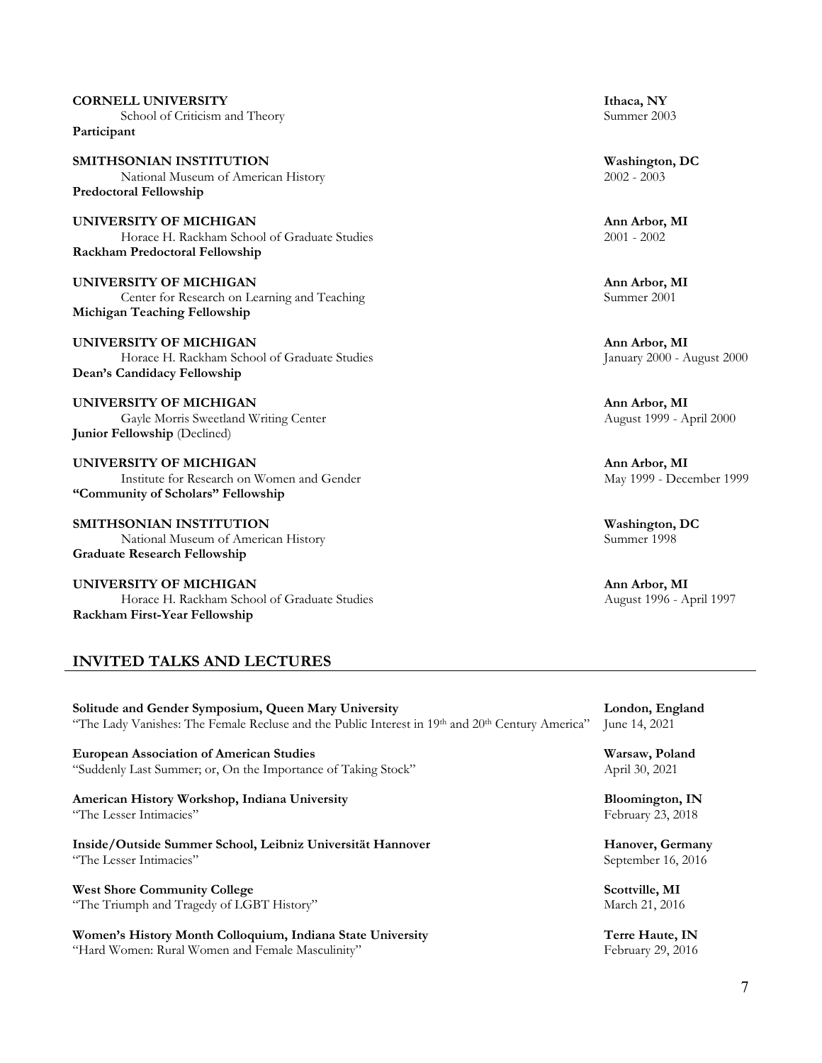**CORNELL UNIVERSITY** — **Ithaca, NY**
School of Criticism and Theory — Summer 2003
**Participant**

**SMITHSONIAN INSTITUTION** — **Washington, DC**
National Museum of American History — 2002 - 2003
**Predoctoral Fellowship**

**UNIVERSITY OF MICHIGAN** — **Ann Arbor, MI**
Horace H. Rackham School of Graduate Studies — 2001 - 2002
**Rackham Predoctoral Fellowship**

**UNIVERSITY OF MICHIGAN** — **Ann Arbor, MI**
Center for Research on Learning and Teaching — Summer 2001
**Michigan Teaching Fellowship**

**UNIVERSITY OF MICHIGAN** — **Ann Arbor, MI**
Horace H. Rackham School of Graduate Studies — January 2000 - August 2000
**Dean's Candidacy Fellowship**

**UNIVERSITY OF MICHIGAN** — **Ann Arbor, MI**
Gayle Morris Sweetland Writing Center — August 1999 - April 2000
**Junior Fellowship** (Declined)

**UNIVERSITY OF MICHIGAN** — **Ann Arbor, MI**
Institute for Research on Women and Gender — May 1999 - December 1999
**"Community of Scholars" Fellowship**

**SMITHSONIAN INSTITUTION** — **Washington, DC**
National Museum of American History — Summer 1998
**Graduate Research Fellowship**

**UNIVERSITY OF MICHIGAN** — **Ann Arbor, MI**
Horace H. Rackham School of Graduate Studies — August 1996 - April 1997
**Rackham First-Year Fellowship**

## INVITED TALKS AND LECTURES

**Solitude and Gender Symposium, Queen Mary University** — **London, England**
"The Lady Vanishes: The Female Recluse and the Public Interest in 19th and 20th Century America" — June 14, 2021

**European Association of American Studies** — **Warsaw, Poland**
"Suddenly Last Summer; or, On the Importance of Taking Stock" — April 30, 2021

**American History Workshop, Indiana University** — **Bloomington, IN**
"The Lesser Intimacies" — February 23, 2018

**Inside/Outside Summer School, Leibniz Universität Hannover** — **Hanover, Germany**
"The Lesser Intimacies" — September 16, 2016

**West Shore Community College** — **Scottville, MI**
"The Triumph and Tragedy of LGBT History" — March 21, 2016

**Women's History Month Colloquium, Indiana State University** — **Terre Haute, IN**
"Hard Women: Rural Women and Female Masculinity" — February 29, 2016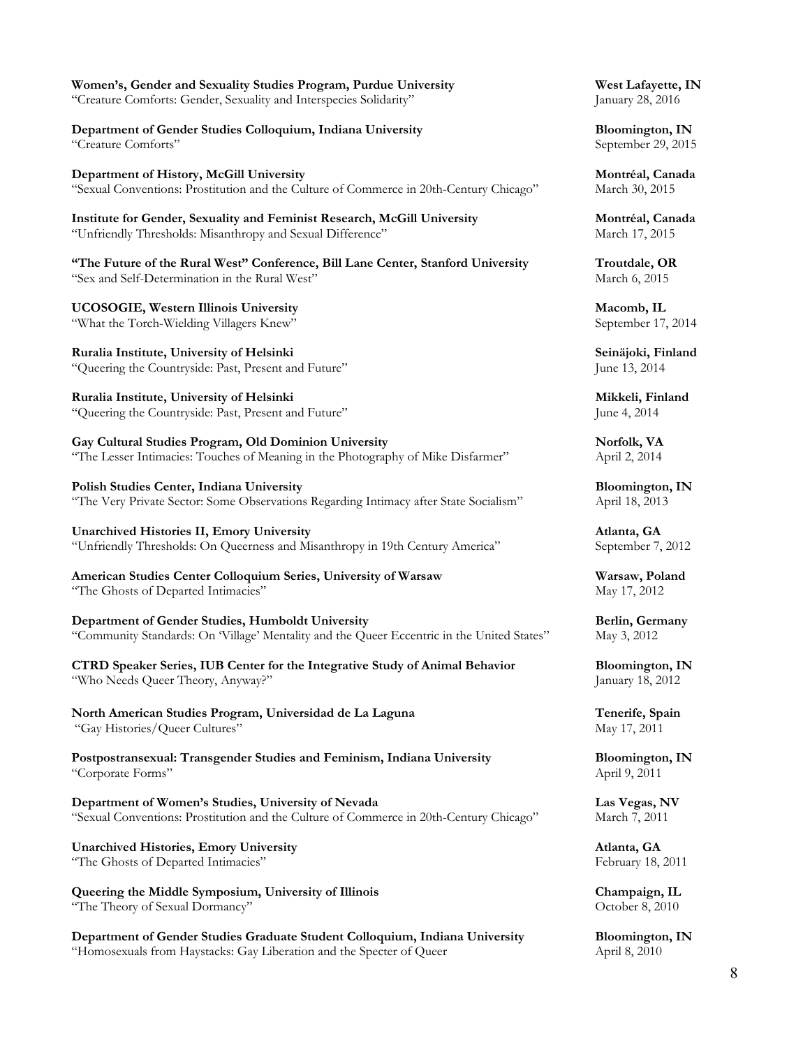**Women's, Gender and Sexuality Studies Program, Purdue University** — **West Lafayette, IN**
"Creature Comforts: Gender, Sexuality and Interspecies Solidarity" — January 28, 2016

**Department of Gender Studies Colloquium, Indiana University** — **Bloomington, IN**
"Creature Comforts" — September 29, 2015

**Department of History, McGill University** — **Montréal, Canada**
"Sexual Conventions: Prostitution and the Culture of Commerce in 20th-Century Chicago" — March 30, 2015

**Institute for Gender, Sexuality and Feminist Research, McGill University** — **Montréal, Canada**
"Unfriendly Thresholds: Misanthropy and Sexual Difference" — March 17, 2015

**"The Future of the Rural West" Conference, Bill Lane Center, Stanford University** — **Troutdale, OR**
"Sex and Self-Determination in the Rural West" — March 6, 2015

**UCOSOGIE, Western Illinois University** — **Macomb, IL**
"What the Torch-Wielding Villagers Knew" — September 17, 2014

**Ruralia Institute, University of Helsinki** — **Seinäjoki, Finland**
"Queering the Countryside: Past, Present and Future" — June 13, 2014

**Ruralia Institute, University of Helsinki** — **Mikkeli, Finland**
"Queering the Countryside: Past, Present and Future" — June 4, 2014

**Gay Cultural Studies Program, Old Dominion University** — **Norfolk, VA**
"The Lesser Intimacies: Touches of Meaning in the Photography of Mike Disfarmer" — April 2, 2014

**Polish Studies Center, Indiana University** — **Bloomington, IN**
"The Very Private Sector: Some Observations Regarding Intimacy after State Socialism" — April 18, 2013

**Unarchived Histories II, Emory University** — **Atlanta, GA**
"Unfriendly Thresholds: On Queerness and Misanthropy in 19th Century America" — September 7, 2012

**American Studies Center Colloquium Series, University of Warsaw** — **Warsaw, Poland**
"The Ghosts of Departed Intimacies" — May 17, 2012

**Department of Gender Studies, Humboldt University** — **Berlin, Germany**
"Community Standards: On 'Village' Mentality and the Queer Eccentric in the United States" — May 3, 2012

**CTRD Speaker Series, IUB Center for the Integrative Study of Animal Behavior** — **Bloomington, IN**
"Who Needs Queer Theory, Anyway?" — January 18, 2012

**North American Studies Program, Universidad de La Laguna** — **Tenerife, Spain**
"Gay Histories/Queer Cultures" — May 17, 2011

**Postpostransexual: Transgender Studies and Feminism, Indiana University** — **Bloomington, IN**
"Corporate Forms" — April 9, 2011

**Department of Women's Studies, University of Nevada** — **Las Vegas, NV**
"Sexual Conventions: Prostitution and the Culture of Commerce in 20th-Century Chicago" — March 7, 2011

**Unarchived Histories, Emory University** — **Atlanta, GA**
"The Ghosts of Departed Intimacies" — February 18, 2011

**Queering the Middle Symposium, University of Illinois** — **Champaign, IL**
"The Theory of Sexual Dormancy" — October 8, 2010

**Department of Gender Studies Graduate Student Colloquium, Indiana University** — **Bloomington, IN**
"Homosexuals from Haystacks: Gay Liberation and the Specter of Queer — April 8, 2010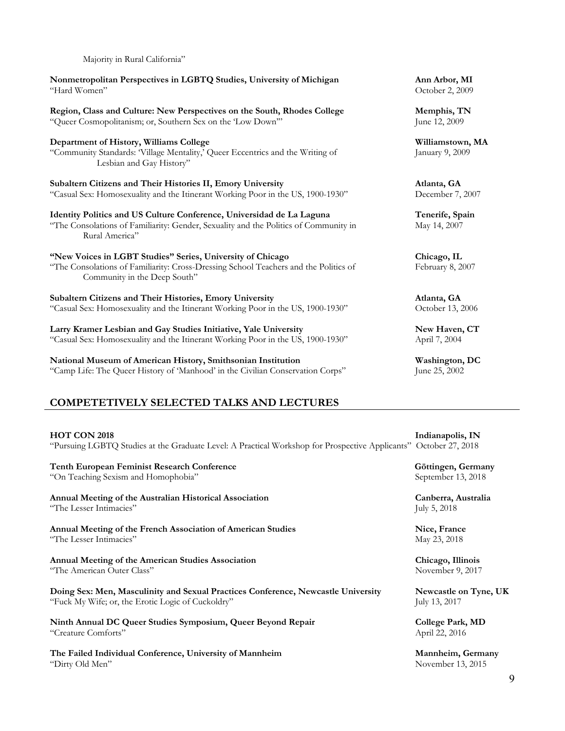Majority in Rural California"

**Nonmetropolitan Perspectives in LGBTQ Studies, University of Michigan** — **Ann Arbor, MI**
"Hard Women" — October 2, 2009

**Region, Class and Culture: New Perspectives on the South, Rhodes College** — **Memphis, TN**
"Queer Cosmopolitanism; or, Southern Sex on the 'Low Down'" — June 12, 2009

**Department of History, Williams College** — **Williamstown, MA**
"Community Standards: 'Village Mentality,' Queer Eccentrics and the Writing of Lesbian and Gay History" — January 9, 2009

**Subaltern Citizens and Their Histories II, Emory University** — **Atlanta, GA**
"Casual Sex: Homosexuality and the Itinerant Working Poor in the US, 1900-1930" — December 7, 2007

**Identity Politics and US Culture Conference, Universidad de La Laguna** — **Tenerife, Spain**
"The Consolations of Familiarity: Gender, Sexuality and the Politics of Community in Rural America" — May 14, 2007

**"New Voices in LGBT Studies" Series, University of Chicago** — **Chicago, IL**
"The Consolations of Familiarity: Cross-Dressing School Teachers and the Politics of Community in the Deep South" — February 8, 2007

**Subaltern Citizens and Their Histories, Emory University** — **Atlanta, GA**
"Casual Sex: Homosexuality and the Itinerant Working Poor in the US, 1900-1930" — October 13, 2006

**Larry Kramer Lesbian and Gay Studies Initiative, Yale University** — **New Haven, CT**
"Casual Sex: Homosexuality and the Itinerant Working Poor in the US, 1900-1930" — April 7, 2004

**National Museum of American History, Smithsonian Institution** — **Washington, DC**
"Camp Life: The Queer History of 'Manhood' in the Civilian Conservation Corps" — June 25, 2002

## COMPETETIVELY SELECTED TALKS AND LECTURES

**HOT CON 2018** — **Indianapolis, IN**
"Pursuing LGBTQ Studies at the Graduate Level: A Practical Workshop for Prospective Applicants" — October 27, 2018

**Tenth European Feminist Research Conference** — **Göttingen, Germany**
"On Teaching Sexism and Homophobia" — September 13, 2018

**Annual Meeting of the Australian Historical Association** — **Canberra, Australia**
"The Lesser Intimacies" — July 5, 2018

**Annual Meeting of the French Association of American Studies** — **Nice, France**
"The Lesser Intimacies" — May 23, 2018

**Annual Meeting of the American Studies Association** — **Chicago, Illinois**
"The American Outer Class" — November 9, 2017

**Doing Sex: Men, Masculinity and Sexual Practices Conference, Newcastle University** — **Newcastle on Tyne, UK**
"Fuck My Wife; or, the Erotic Logic of Cuckoldry" — July 13, 2017

**Ninth Annual DC Queer Studies Symposium, Queer Beyond Repair** — **College Park, MD**
"Creature Comforts" — April 22, 2016

**The Failed Individual Conference, University of Mannheim** — **Mannheim, Germany**
"Dirty Old Men" — November 13, 2015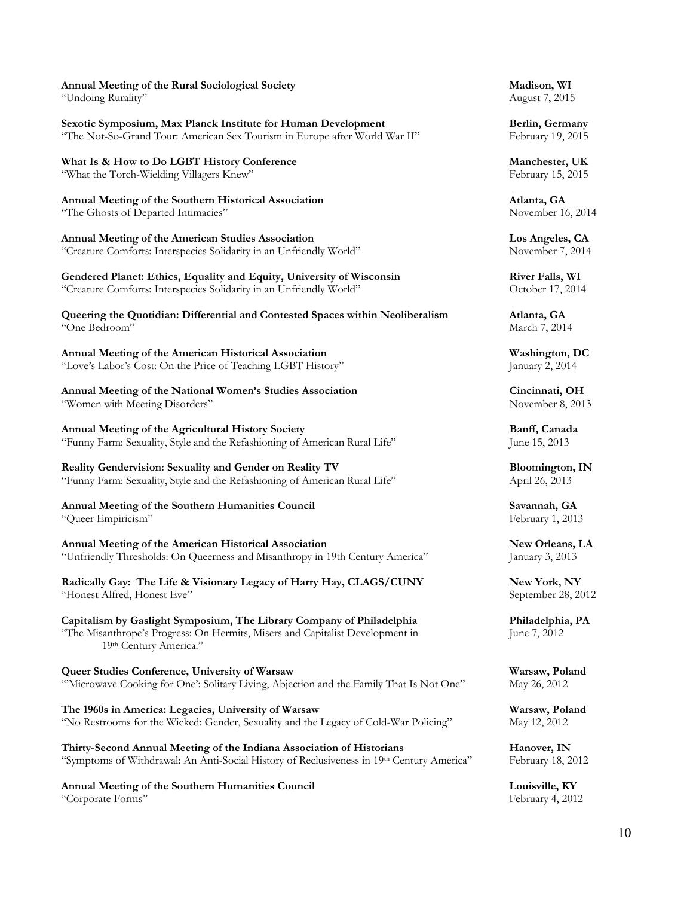**Annual Meeting of the Rural Sociological Society** **Madison, WI**
"Undoing Rurality" August 7, 2015

**Sexotic Symposium, Max Planck Institute for Human Development** **Berlin, Germany**
"The Not-So-Grand Tour: American Sex Tourism in Europe after World War II" February 19, 2015

**What Is & How to Do LGBT History Conference** **Manchester, UK**
"What the Torch-Wielding Villagers Knew" February 15, 2015

**Annual Meeting of the Southern Historical Association** **Atlanta, GA**
"The Ghosts of Departed Intimacies" November 16, 2014

**Annual Meeting of the American Studies Association** **Los Angeles, CA**
"Creature Comforts: Interspecies Solidarity in an Unfriendly World" November 7, 2014

**Gendered Planet: Ethics, Equality and Equity, University of Wisconsin** **River Falls, WI**
"Creature Comforts: Interspecies Solidarity in an Unfriendly World" October 17, 2014

**Queering the Quotidian: Differential and Contested Spaces within Neoliberalism** **Atlanta, GA**
"One Bedroom" March 7, 2014

**Annual Meeting of the American Historical Association** **Washington, DC**
"Love's Labor's Cost: On the Price of Teaching LGBT History" January 2, 2014

**Annual Meeting of the National Women's Studies Association** **Cincinnati, OH**
"Women with Meeting Disorders" November 8, 2013

**Annual Meeting of the Agricultural History Society** **Banff, Canada**
"Funny Farm: Sexuality, Style and the Refashioning of American Rural Life" June 15, 2013

**Reality Gendervision: Sexuality and Gender on Reality TV** **Bloomington, IN**
"Funny Farm: Sexuality, Style and the Refashioning of American Rural Life" April 26, 2013

**Annual Meeting of the Southern Humanities Council** **Savannah, GA**
"Queer Empiricism" February 1, 2013

**Annual Meeting of the American Historical Association** **New Orleans, LA**
"Unfriendly Thresholds: On Queerness and Misanthropy in 19th Century America" January 3, 2013

**Radically Gay: The Life & Visionary Legacy of Harry Hay, CLAGS/CUNY** **New York, NY**
"Honest Alfred, Honest Eve" September 28, 2012

**Capitalism by Gaslight Symposium, The Library Company of Philadelphia** **Philadelphia, PA**
"The Misanthrope's Progress: On Hermits, Misers and Capitalist Development in 19th Century America." June 7, 2012

**Queer Studies Conference, University of Warsaw** **Warsaw, Poland**
"'Microwave Cooking for One': Solitary Living, Abjection and the Family That Is Not One" May 26, 2012

**The 1960s in America: Legacies, University of Warsaw** **Warsaw, Poland**
"No Restrooms for the Wicked: Gender, Sexuality and the Legacy of Cold-War Policing" May 12, 2012

**Thirty-Second Annual Meeting of the Indiana Association of Historians** **Hanover, IN**
"Symptoms of Withdrawal: An Anti-Social History of Reclusiveness in 19th Century America" February 18, 2012

**Annual Meeting of the Southern Humanities Council** **Louisville, KY**
"Corporate Forms" February 4, 2012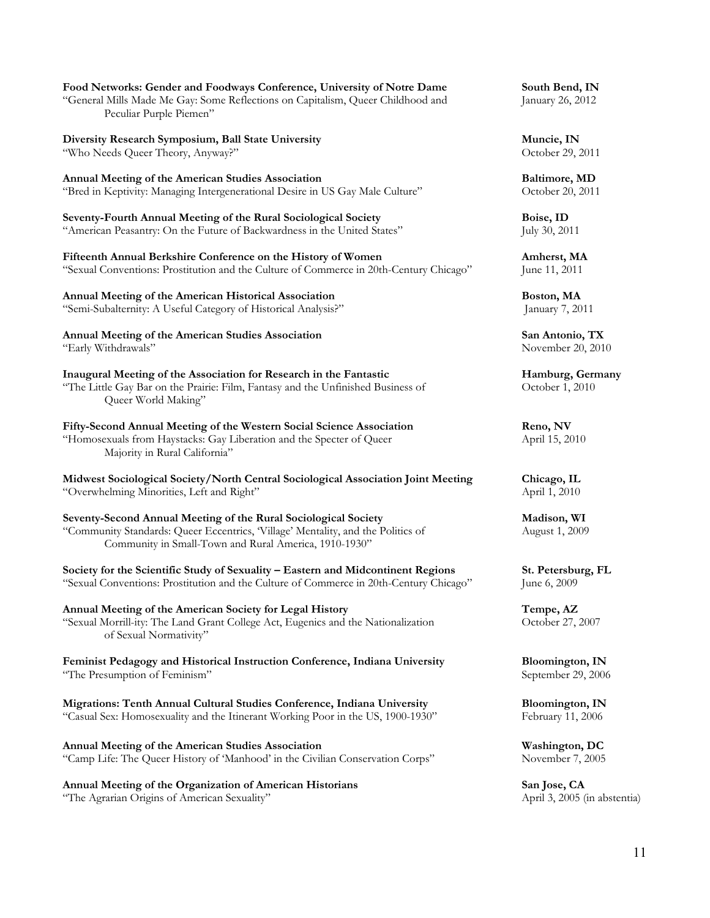**Food Networks: Gender and Foodways Conference, University of Notre Dame** — **South Bend, IN**
"General Mills Made Me Gay: Some Reflections on Capitalism, Queer Childhood and Peculiar Purple Piemen" — January 26, 2012

**Diversity Research Symposium, Ball State University** — **Muncie, IN**
"Who Needs Queer Theory, Anyway?" — October 29, 2011

**Annual Meeting of the American Studies Association** — **Baltimore, MD**
"Bred in Keptivity: Managing Intergenerational Desire in US Gay Male Culture" — October 20, 2011

**Seventy-Fourth Annual Meeting of the Rural Sociological Society** — **Boise, ID**
"American Peasantry: On the Future of Backwardness in the United States" — July 30, 2011

**Fifteenth Annual Berkshire Conference on the History of Women** — **Amherst, MA**
"Sexual Conventions: Prostitution and the Culture of Commerce in 20th-Century Chicago" — June 11, 2011

**Annual Meeting of the American Historical Association** — **Boston, MA**
"Semi-Subalternity: A Useful Category of Historical Analysis?" — January 7, 2011

**Annual Meeting of the American Studies Association** — **San Antonio, TX**
"Early Withdrawals" — November 20, 2010

**Inaugural Meeting of the Association for Research in the Fantastic** — **Hamburg, Germany**
"The Little Gay Bar on the Prairie: Film, Fantasy and the Unfinished Business of Queer World Making" — October 1, 2010

**Fifty-Second Annual Meeting of the Western Social Science Association** — **Reno, NV**
"Homosexuals from Haystacks: Gay Liberation and the Specter of Queer Majority in Rural California" — April 15, 2010

**Midwest Sociological Society/North Central Sociological Association Joint Meeting** — **Chicago, IL**
"Overwhelming Minorities, Left and Right" — April 1, 2010

**Seventy-Second Annual Meeting of the Rural Sociological Society** — **Madison, WI**
"Community Standards: Queer Eccentrics, 'Village' Mentality, and the Politics of Community in Small-Town and Rural America, 1910-1930" — August 1, 2009

**Society for the Scientific Study of Sexuality – Eastern and Midcontinent Regions** — **St. Petersburg, FL**
"Sexual Conventions: Prostitution and the Culture of Commerce in 20th-Century Chicago" — June 6, 2009

**Annual Meeting of the American Society for Legal History** — **Tempe, AZ**
"Sexual Morrill-ity: The Land Grant College Act, Eugenics and the Nationalization of Sexual Normativity" — October 27, 2007

**Feminist Pedagogy and Historical Instruction Conference, Indiana University** — **Bloomington, IN**
"The Presumption of Feminism" — September 29, 2006

**Migrations: Tenth Annual Cultural Studies Conference, Indiana University** — **Bloomington, IN**
"Casual Sex: Homosexuality and the Itinerant Working Poor in the US, 1900-1930" — February 11, 2006

**Annual Meeting of the American Studies Association** — **Washington, DC**
"Camp Life: The Queer History of 'Manhood' in the Civilian Conservation Corps" — November 7, 2005

**Annual Meeting of the Organization of American Historians** — **San Jose, CA**
"The Agrarian Origins of American Sexuality" — April 3, 2005 (in abstentia)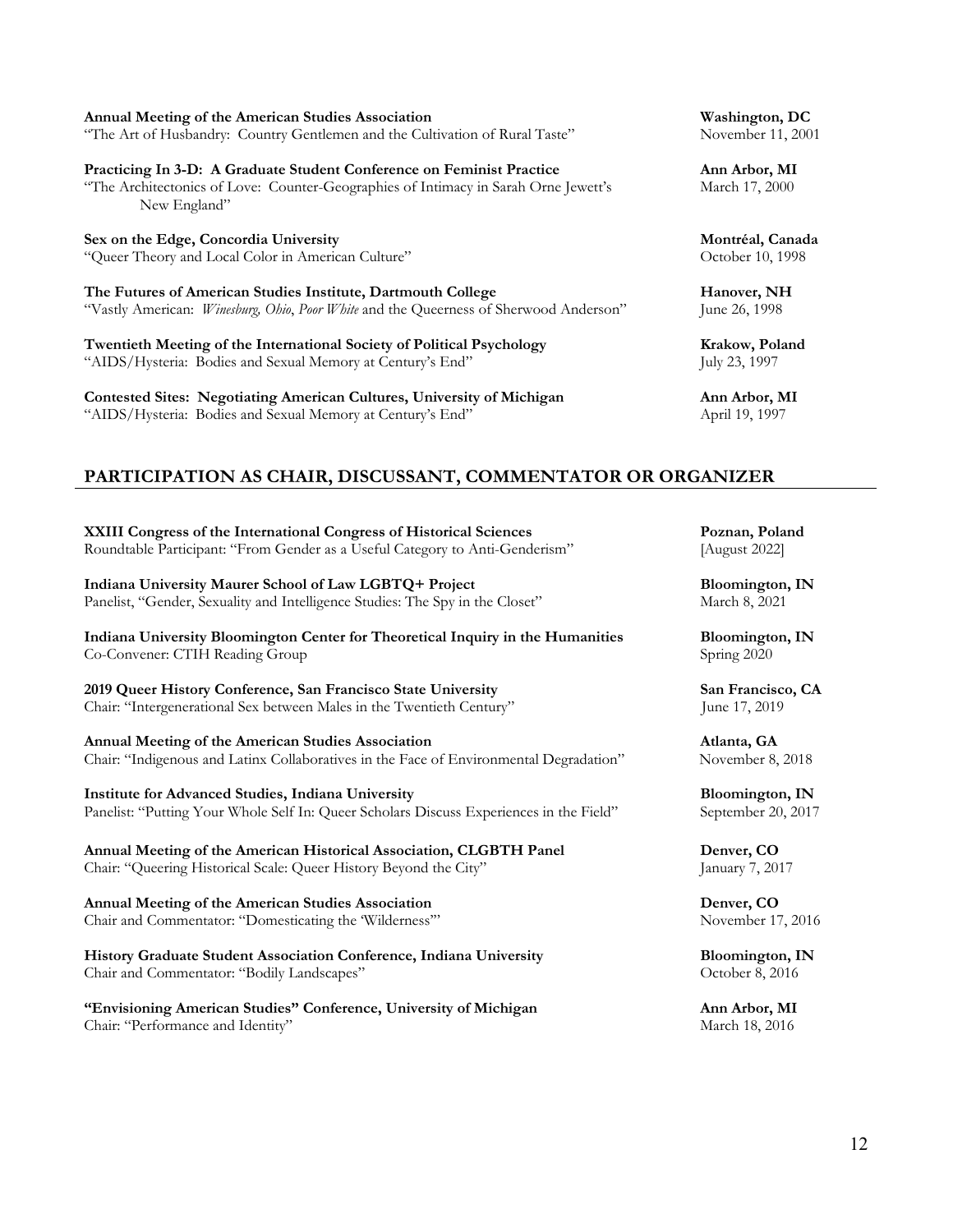**Annual Meeting of the American Studies Association** **Washington, DC**
"The Art of Husbandry: Country Gentlemen and the Cultivation of Rural Taste" November 11, 2001

**Practicing In 3-D: A Graduate Student Conference on Feminist Practice** **Ann Arbor, MI**
"The Architectonics of Love: Counter-Geographies of Intimacy in Sarah Orne Jewett's New England" March 17, 2000

**Sex on the Edge, Concordia University** **Montréal, Canada**
"Queer Theory and Local Color in American Culture" October 10, 1998

**The Futures of American Studies Institute, Dartmouth College** **Hanover, NH**
"Vastly American: *Winesburg, Ohio*, *Poor White* and the Queerness of Sherwood Anderson" June 26, 1998

**Twentieth Meeting of the International Society of Political Psychology** **Krakow, Poland**
"AIDS/Hysteria: Bodies and Sexual Memory at Century's End" July 23, 1997

**Contested Sites: Negotiating American Cultures, University of Michigan** **Ann Arbor, MI**
"AIDS/Hysteria: Bodies and Sexual Memory at Century's End" April 19, 1997

## PARTICIPATION AS CHAIR, DISCUSSANT, COMMENTATOR OR ORGANIZER

**XXIII Congress of the International Congress of Historical Sciences** **Poznan, Poland**
Roundtable Participant: "From Gender as a Useful Category to Anti-Genderism" [August 2022]

**Indiana University Maurer School of Law LGBTQ+ Project** **Bloomington, IN**
Panelist, "Gender, Sexuality and Intelligence Studies: The Spy in the Closet" March 8, 2021

**Indiana University Bloomington Center for Theoretical Inquiry in the Humanities** **Bloomington, IN**
Co-Convener: CTIH Reading Group Spring 2020

**2019 Queer History Conference, San Francisco State University** **San Francisco, CA**
Chair: "Intergenerational Sex between Males in the Twentieth Century" June 17, 2019

**Annual Meeting of the American Studies Association** **Atlanta, GA**
Chair: "Indigenous and Latinx Collaboratives in the Face of Environmental Degradation" November 8, 2018

**Institute for Advanced Studies, Indiana University** **Bloomington, IN**
Panelist: "Putting Your Whole Self In: Queer Scholars Discuss Experiences in the Field" September 20, 2017

**Annual Meeting of the American Historical Association, CLGBTH Panel** **Denver, CO**
Chair: "Queering Historical Scale: Queer History Beyond the City" January 7, 2017

**Annual Meeting of the American Studies Association** **Denver, CO**
Chair and Commentator: "Domesticating the 'Wilderness'" November 17, 2016

**History Graduate Student Association Conference, Indiana University** **Bloomington, IN**
Chair and Commentator: "Bodily Landscapes" October 8, 2016

**"Envisioning American Studies" Conference, University of Michigan** **Ann Arbor, MI**
Chair: "Performance and Identity" March 18, 2016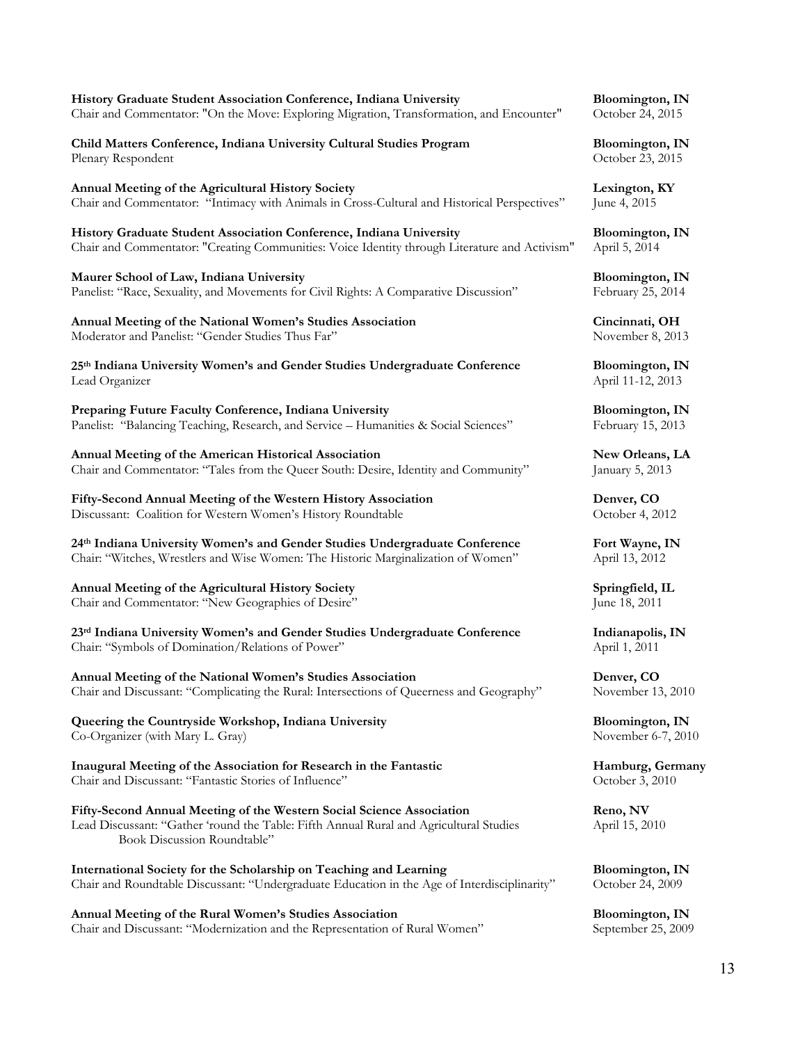**History Graduate Student Association Conference, Indiana University** — **Bloomington, IN**
Chair and Commentator: "On the Move: Exploring Migration, Transformation, and Encounter" — October 24, 2015

**Child Matters Conference, Indiana University Cultural Studies Program** — **Bloomington, IN**
Plenary Respondent — October 23, 2015

**Annual Meeting of the Agricultural History Society** — **Lexington, KY**
Chair and Commentator: "Intimacy with Animals in Cross-Cultural and Historical Perspectives" — June 4, 2015

**History Graduate Student Association Conference, Indiana University** — **Bloomington, IN**
Chair and Commentator: "Creating Communities: Voice Identity through Literature and Activism" — April 5, 2014

**Maurer School of Law, Indiana University** — **Bloomington, IN**
Panelist: "Race, Sexuality, and Movements for Civil Rights: A Comparative Discussion" — February 25, 2014

**Annual Meeting of the National Women's Studies Association** — **Cincinnati, OH**
Moderator and Panelist: "Gender Studies Thus Far" — November 8, 2013

**25th Indiana University Women's and Gender Studies Undergraduate Conference** — **Bloomington, IN**
Lead Organizer — April 11-12, 2013

**Preparing Future Faculty Conference, Indiana University** — **Bloomington, IN**
Panelist: "Balancing Teaching, Research, and Service – Humanities & Social Sciences" — February 15, 2013

**Annual Meeting of the American Historical Association** — **New Orleans, LA**
Chair and Commentator: "Tales from the Queer South: Desire, Identity and Community" — January 5, 2013

**Fifty-Second Annual Meeting of the Western History Association** — **Denver, CO**
Discussant: Coalition for Western Women's History Roundtable — October 4, 2012

**24th Indiana University Women's and Gender Studies Undergraduate Conference** — **Fort Wayne, IN**
Chair: "Witches, Wrestlers and Wise Women: The Historic Marginalization of Women" — April 13, 2012

**Annual Meeting of the Agricultural History Society** — **Springfield, IL**
Chair and Commentator: "New Geographies of Desire" — June 18, 2011

**23rd Indiana University Women's and Gender Studies Undergraduate Conference** — **Indianapolis, IN**
Chair: "Symbols of Domination/Relations of Power" — April 1, 2011

**Annual Meeting of the National Women's Studies Association** — **Denver, CO**
Chair and Discussant: "Complicating the Rural: Intersections of Queerness and Geography" — November 13, 2010

**Queering the Countryside Workshop, Indiana University** — **Bloomington, IN**
Co-Organizer (with Mary L. Gray) — November 6-7, 2010

**Inaugural Meeting of the Association for Research in the Fantastic** — **Hamburg, Germany**
Chair and Discussant: "Fantastic Stories of Influence" — October 3, 2010

**Fifty-Second Annual Meeting of the Western Social Science Association** — **Reno, NV**
Lead Discussant: "Gather 'round the Table: Fifth Annual Rural and Agricultural Studies Book Discussion Roundtable" — April 15, 2010

**International Society for the Scholarship on Teaching and Learning** — **Bloomington, IN**
Chair and Roundtable Discussant: "Undergraduate Education in the Age of Interdisciplinarity" — October 24, 2009

**Annual Meeting of the Rural Women's Studies Association** — **Bloomington, IN**
Chair and Discussant: "Modernization and the Representation of Rural Women" — September 25, 2009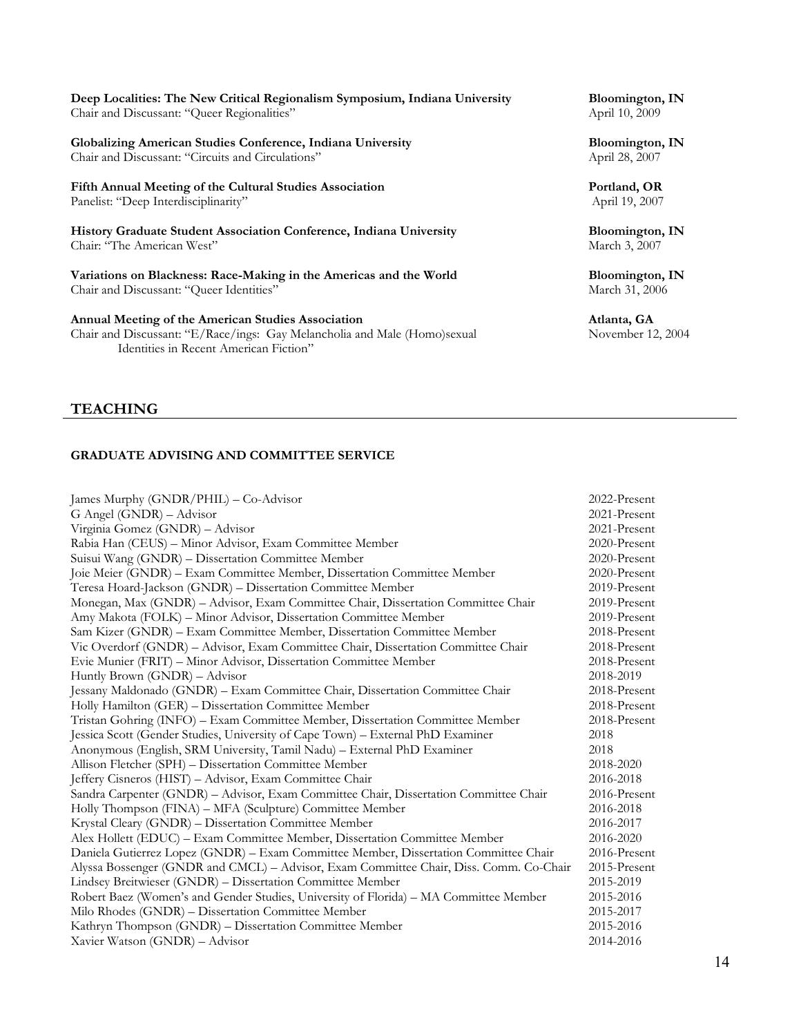**Deep Localities: The New Critical Regionalism Symposium, Indiana University** — **Bloomington, IN**
Chair and Discussant: "Queer Regionalities" — April 10, 2009

**Globalizing American Studies Conference, Indiana University** — **Bloomington, IN**
Chair and Discussant: "Circuits and Circulations" — April 28, 2007

**Fifth Annual Meeting of the Cultural Studies Association** — **Portland, OR**
Panelist: "Deep Interdisciplinarity" — April 19, 2007

**History Graduate Student Association Conference, Indiana University** — **Bloomington, IN**
Chair: "The American West" — March 3, 2007

**Variations on Blackness: Race-Making in the Americas and the World** — **Bloomington, IN**
Chair and Discussant: "Queer Identities" — March 31, 2006

**Annual Meeting of the American Studies Association** — **Atlanta, GA**
Chair and Discussant: "E/Race/ings: Gay Melancholia and Male (Homo)sexual Identities in Recent American Fiction" — November 12, 2004

## TEACHING

### GRADUATE ADVISING AND COMMITTEE SERVICE

| | |
|---|---|
| James Murphy (GNDR/PHIL) – Co-Advisor | 2022-Present |
| G Angel (GNDR) – Advisor | 2021-Present |
| Virginia Gomez (GNDR) – Advisor | 2021-Present |
| Rabia Han (CEUS) – Minor Advisor, Exam Committee Member | 2020-Present |
| Suisui Wang (GNDR) – Dissertation Committee Member | 2020-Present |
| Joie Meier (GNDR) – Exam Committee Member, Dissertation Committee Member | 2020-Present |
| Teresa Hoard-Jackson (GNDR) – Dissertation Committee Member | 2019-Present |
| Monegan, Max (GNDR) – Advisor, Exam Committee Chair, Dissertation Committee Chair | 2019-Present |
| Amy Makota (FOLK) – Minor Advisor, Dissertation Committee Member | 2019-Present |
| Sam Kizer (GNDR) – Exam Committee Member, Dissertation Committee Member | 2018-Present |
| Vic Overdorf (GNDR) – Advisor, Exam Committee Chair, Dissertation Committee Chair | 2018-Present |
| Evie Munier (FRIT) – Minor Advisor, Dissertation Committee Member | 2018-Present |
| Huntly Brown (GNDR) – Advisor | 2018-2019 |
| Jessany Maldonado (GNDR) – Exam Committee Chair, Dissertation Committee Chair | 2018-Present |
| Holly Hamilton (GER) – Dissertation Committee Member | 2018-Present |
| Tristan Gohring (INFO) – Exam Committee Member, Dissertation Committee Member | 2018-Present |
| Jessica Scott (Gender Studies, University of Cape Town) – External PhD Examiner | 2018 |
| Anonymous (English, SRM University, Tamil Nadu) – External PhD Examiner | 2018 |
| Allison Fletcher (SPH) – Dissertation Committee Member | 2018-2020 |
| Jeffery Cisneros (HIST) – Advisor, Exam Committee Chair | 2016-2018 |
| Sandra Carpenter (GNDR) – Advisor, Exam Committee Chair, Dissertation Committee Chair | 2016-Present |
| Holly Thompson (FINA) – MFA (Sculpture) Committee Member | 2016-2018 |
| Krystal Cleary (GNDR) – Dissertation Committee Member | 2016-2017 |
| Alex Hollett (EDUC) – Exam Committee Member, Dissertation Committee Member | 2016-2020 |
| Daniela Gutierrez Lopez (GNDR) – Exam Committee Member, Dissertation Committee Chair | 2016-Present |
| Alyssa Bossenger (GNDR and CMCL) – Advisor, Exam Committee Chair, Diss. Comm. Co-Chair | 2015-Present |
| Lindsey Breitwieser (GNDR) – Dissertation Committee Member | 2015-2019 |
| Robert Baez (Women's and Gender Studies, University of Florida) – MA Committee Member | 2015-2016 |
| Milo Rhodes (GNDR) – Dissertation Committee Member | 2015-2017 |
| Kathryn Thompson (GNDR) – Dissertation Committee Member | 2015-2016 |
| Xavier Watson (GNDR) – Advisor | 2014-2016 |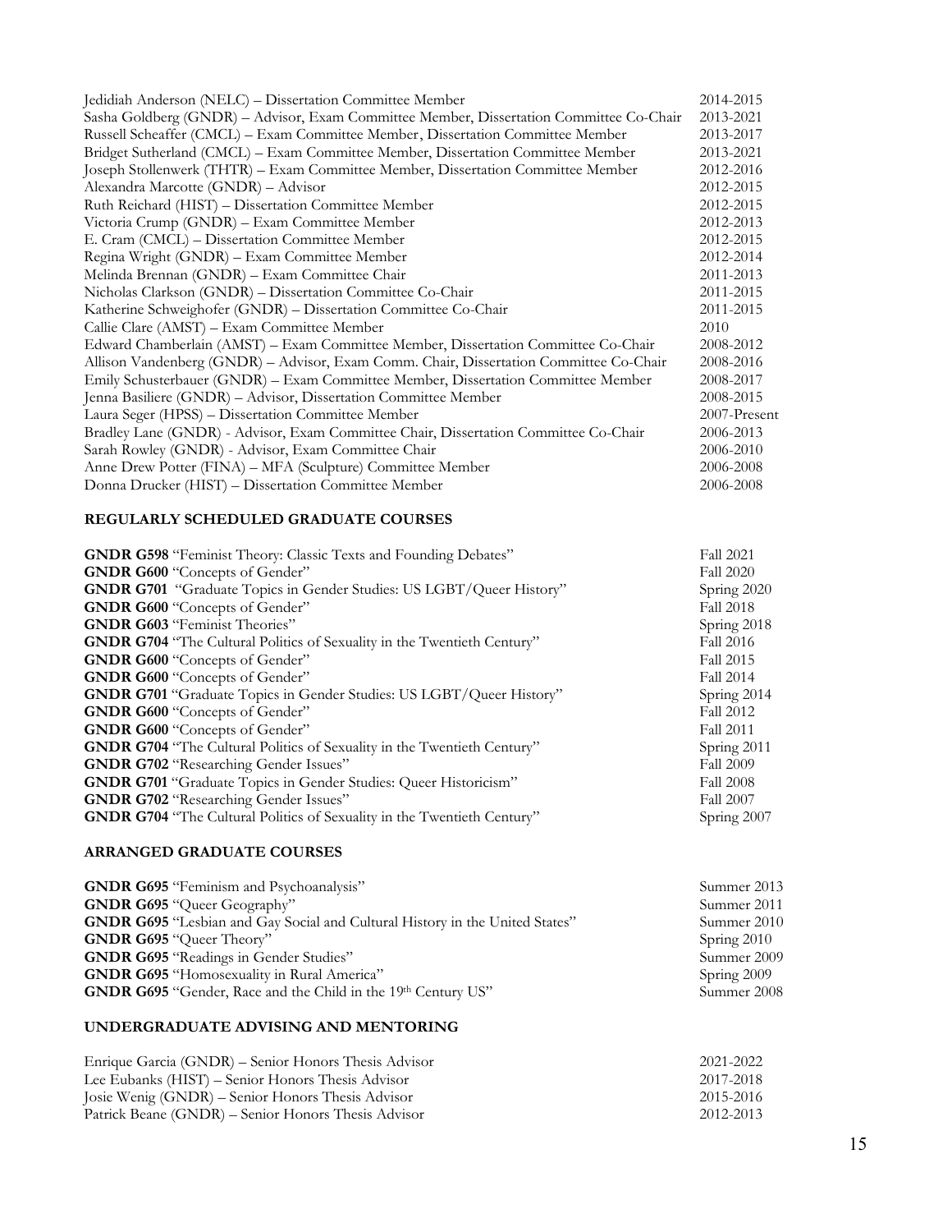| | |
|---|---|
| Jedidiah Anderson (NELC) – Dissertation Committee Member | 2014-2015 |
| Sasha Goldberg (GNDR) – Advisor, Exam Committee Member, Dissertation Committee Co-Chair | 2013-2021 |
| Russell Scheaffer (CMCL) – Exam Committee Member, Dissertation Committee Member | 2013-2017 |
| Bridget Sutherland (CMCL) – Exam Committee Member, Dissertation Committee Member | 2013-2021 |
| Joseph Stollenwerk (THTR) – Exam Committee Member, Dissertation Committee Member | 2012-2016 |
| Alexandra Marcotte (GNDR) – Advisor | 2012-2015 |
| Ruth Reichard (HIST) – Dissertation Committee Member | 2012-2015 |
| Victoria Crump (GNDR) – Exam Committee Member | 2012-2013 |
| E. Cram (CMCL) – Dissertation Committee Member | 2012-2015 |
| Regina Wright (GNDR) – Exam Committee Member | 2012-2014 |
| Melinda Brennan (GNDR) – Exam Committee Chair | 2011-2013 |
| Nicholas Clarkson (GNDR) – Dissertation Committee Co-Chair | 2011-2015 |
| Katherine Schweighofer (GNDR) – Dissertation Committee Co-Chair | 2011-2015 |
| Callie Clare (AMST) – Exam Committee Member | 2010 |
| Edward Chamberlain (AMST) – Exam Committee Member, Dissertation Committee Co-Chair | 2008-2012 |
| Allison Vandenberg (GNDR) – Advisor, Exam Comm. Chair, Dissertation Committee Co-Chair | 2008-2016 |
| Emily Schusterbauer (GNDR) – Exam Committee Member, Dissertation Committee Member | 2008-2017 |
| Jenna Basiliere (GNDR) – Advisor, Dissertation Committee Member | 2008-2015 |
| Laura Seger (HPSS) – Dissertation Committee Member | 2007-Present |
| Bradley Lane (GNDR) - Advisor, Exam Committee Chair, Dissertation Committee Co-Chair | 2006-2013 |
| Sarah Rowley (GNDR) - Advisor, Exam Committee Chair | 2006-2010 |
| Anne Drew Potter (FINA) – MFA (Sculpture) Committee Member | 2006-2008 |
| Donna Drucker (HIST) – Dissertation Committee Member | 2006-2008 |

### REGULARLY SCHEDULED GRADUATE COURSES

| | |
|---|---|
| **GNDR G598** "Feminist Theory: Classic Texts and Founding Debates" | Fall 2021 |
| **GNDR G600** "Concepts of Gender" | Fall 2020 |
| **GNDR G701** "Graduate Topics in Gender Studies: US LGBT/Queer History" | Spring 2020 |
| **GNDR G600** "Concepts of Gender" | Fall 2018 |
| **GNDR G603** "Feminist Theories" | Spring 2018 |
| **GNDR G704** "The Cultural Politics of Sexuality in the Twentieth Century" | Fall 2016 |
| **GNDR G600** "Concepts of Gender" | Fall 2015 |
| **GNDR G600** "Concepts of Gender" | Fall 2014 |
| **GNDR G701** "Graduate Topics in Gender Studies: US LGBT/Queer History" | Spring 2014 |
| **GNDR G600** "Concepts of Gender" | Fall 2012 |
| **GNDR G600** "Concepts of Gender" | Fall 2011 |
| **GNDR G704** "The Cultural Politics of Sexuality in the Twentieth Century" | Spring 2011 |
| **GNDR G702** "Researching Gender Issues" | Fall 2009 |
| **GNDR G701** "Graduate Topics in Gender Studies: Queer Historicism" | Fall 2008 |
| **GNDR G702** "Researching Gender Issues" | Fall 2007 |
| **GNDR G704** "The Cultural Politics of Sexuality in the Twentieth Century" | Spring 2007 |

### ARRANGED GRADUATE COURSES

| | |
|---|---|
| **GNDR G695** "Feminism and Psychoanalysis" | Summer 2013 |
| **GNDR G695** "Queer Geography" | Summer 2011 |
| **GNDR G695** "Lesbian and Gay Social and Cultural History in the United States" | Summer 2010 |
| **GNDR G695** "Queer Theory" | Spring 2010 |
| **GNDR G695** "Readings in Gender Studies" | Summer 2009 |
| **GNDR G695** "Homosexuality in Rural America" | Spring 2009 |
| **GNDR G695** "Gender, Race and the Child in the 19th Century US" | Summer 2008 |

### UNDERGRADUATE ADVISING AND MENTORING

| | |
|---|---|
| Enrique Garcia (GNDR) – Senior Honors Thesis Advisor | 2021-2022 |
| Lee Eubanks (HIST) – Senior Honors Thesis Advisor | 2017-2018 |
| Josie Wenig (GNDR) – Senior Honors Thesis Advisor | 2015-2016 |
| Patrick Beane (GNDR) – Senior Honors Thesis Advisor | 2012-2013 |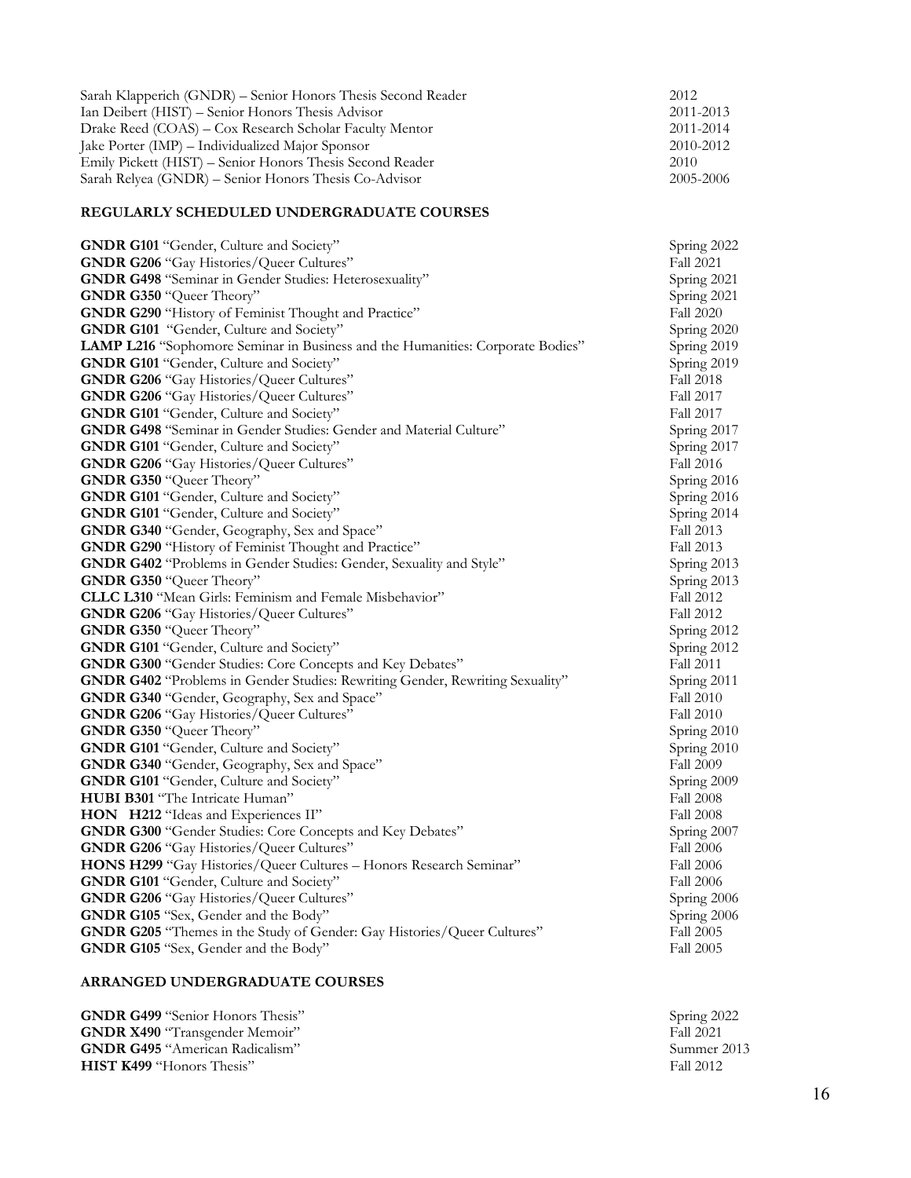| | |
|---|---|
| Sarah Klapperich (GNDR) – Senior Honors Thesis Second Reader | 2012 |
| Ian Deibert (HIST) – Senior Honors Thesis Advisor | 2011-2013 |
| Drake Reed (COAS) – Cox Research Scholar Faculty Mentor | 2011-2014 |
| Jake Porter (IMP) – Individualized Major Sponsor | 2010-2012 |
| Emily Pickett (HIST) – Senior Honors Thesis Second Reader | 2010 |
| Sarah Relyea (GNDR) – Senior Honors Thesis Co-Advisor | 2005-2006 |

**REGULARLY SCHEDULED UNDERGRADUATE COURSES**

| | |
|---|---|
| **GNDR G101** "Gender, Culture and Society" | Spring 2022 |
| **GNDR G206** "Gay Histories/Queer Cultures" | Fall 2021 |
| **GNDR G498** "Seminar in Gender Studies: Heterosexuality" | Spring 2021 |
| **GNDR G350** "Queer Theory" | Spring 2021 |
| **GNDR G290** "History of Feminist Thought and Practice" | Fall 2020 |
| **GNDR G101** "Gender, Culture and Society" | Spring 2020 |
| **LAMP L216** "Sophomore Seminar in Business and the Humanities: Corporate Bodies" | Spring 2019 |
| **GNDR G101** "Gender, Culture and Society" | Spring 2019 |
| **GNDR G206** "Gay Histories/Queer Cultures" | Fall 2018 |
| **GNDR G206** "Gay Histories/Queer Cultures" | Fall 2017 |
| **GNDR G101** "Gender, Culture and Society" | Fall 2017 |
| **GNDR G498** "Seminar in Gender Studies: Gender and Material Culture" | Spring 2017 |
| **GNDR G101** "Gender, Culture and Society" | Spring 2017 |
| **GNDR G206** "Gay Histories/Queer Cultures" | Fall 2016 |
| **GNDR G350** "Queer Theory" | Spring 2016 |
| **GNDR G101** "Gender, Culture and Society" | Spring 2016 |
| **GNDR G101** "Gender, Culture and Society" | Spring 2014 |
| **GNDR G340** "Gender, Geography, Sex and Space" | Fall 2013 |
| **GNDR G290** "History of Feminist Thought and Practice" | Fall 2013 |
| **GNDR G402** "Problems in Gender Studies: Gender, Sexuality and Style" | Spring 2013 |
| **GNDR G350** "Queer Theory" | Spring 2013 |
| **CLLC L310** "Mean Girls: Feminism and Female Misbehavior" | Fall 2012 |
| **GNDR G206** "Gay Histories/Queer Cultures" | Fall 2012 |
| **GNDR G350** "Queer Theory" | Spring 2012 |
| **GNDR G101** "Gender, Culture and Society" | Spring 2012 |
| **GNDR G300** "Gender Studies: Core Concepts and Key Debates" | Fall 2011 |
| **GNDR G402** "Problems in Gender Studies: Rewriting Gender, Rewriting Sexuality" | Spring 2011 |
| **GNDR G340** "Gender, Geography, Sex and Space" | Fall 2010 |
| **GNDR G206** "Gay Histories/Queer Cultures" | Fall 2010 |
| **GNDR G350** "Queer Theory" | Spring 2010 |
| **GNDR G101** "Gender, Culture and Society" | Spring 2010 |
| **GNDR G340** "Gender, Geography, Sex and Space" | Fall 2009 |
| **GNDR G101** "Gender, Culture and Society" | Spring 2009 |
| **HUBI B301** "The Intricate Human" | Fall 2008 |
| **HON H212** "Ideas and Experiences II" | Fall 2008 |
| **GNDR G300** "Gender Studies: Core Concepts and Key Debates" | Spring 2007 |
| **GNDR G206** "Gay Histories/Queer Cultures" | Fall 2006 |
| **HONS H299** "Gay Histories/Queer Cultures – Honors Research Seminar" | Fall 2006 |
| **GNDR G101** "Gender, Culture and Society" | Fall 2006 |
| **GNDR G206** "Gay Histories/Queer Cultures" | Spring 2006 |
| **GNDR G105** "Sex, Gender and the Body" | Spring 2006 |
| **GNDR G205** "Themes in the Study of Gender: Gay Histories/Queer Cultures" | Fall 2005 |
| **GNDR G105** "Sex, Gender and the Body" | Fall 2005 |

**ARRANGED UNDERGRADUATE COURSES**

| | |
|---|---|
| **GNDR G499** "Senior Honors Thesis" | Spring 2022 |
| **GNDR X490** "Transgender Memoir" | Fall 2021 |
| **GNDR G495** "American Radicalism" | Summer 2013 |
| **HIST K499** "Honors Thesis" | Fall 2012 |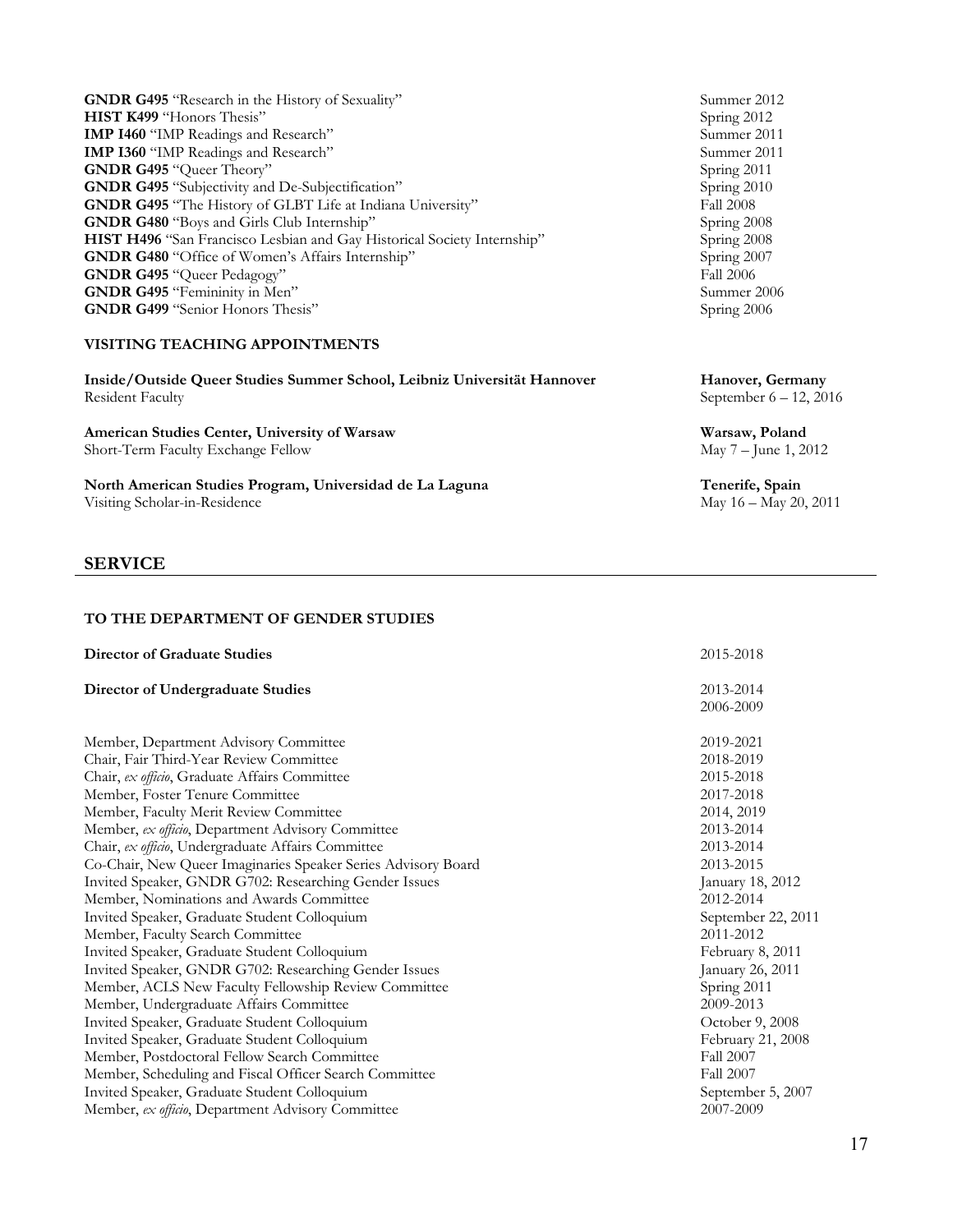**GNDR G495** "Research in the History of Sexuality" Summer 2012
**HIST K499** "Honors Thesis" Spring 2012
**IMP I460** "IMP Readings and Research" Summer 2011
**IMP I360** "IMP Readings and Research" Summer 2011
**GNDR G495** "Queer Theory" Spring 2011
**GNDR G495** "Subjectivity and De-Subjectification" Spring 2010
**GNDR G495** "The History of GLBT Life at Indiana University" Fall 2008
**GNDR G480** "Boys and Girls Club Internship" Spring 2008
**HIST H496** "San Francisco Lesbian and Gay Historical Society Internship" Spring 2008
**GNDR G480** "Office of Women's Affairs Internship" Spring 2007
**GNDR G495** "Queer Pedagogy" Fall 2006
**GNDR G495** "Femininity in Men" Summer 2006
**GNDR G499** "Senior Honors Thesis" Spring 2006

### VISITING TEACHING APPOINTMENTS

**Inside/Outside Queer Studies Summer School, Leibniz Universität Hannover** — **Hanover, Germany**
Resident Faculty — September 6 – 12, 2016

**American Studies Center, University of Warsaw** — **Warsaw, Poland**
Short-Term Faculty Exchange Fellow — May 7 – June 1, 2012

**North American Studies Program, Universidad de La Laguna** — **Tenerife, Spain**
Visiting Scholar-in-Residence — May 16 – May 20, 2011

## SERVICE

### TO THE DEPARTMENT OF GENDER STUDIES

**Director of Graduate Studies** 2015-2018

**Director of Undergraduate Studies** 2013-2014
2006-2009

Member, Department Advisory Committee 2019-2021
Chair, Fair Third-Year Review Committee 2018-2019
Chair, *ex officio*, Graduate Affairs Committee 2015-2018
Member, Foster Tenure Committee 2017-2018
Member, Faculty Merit Review Committee 2014, 2019
Member, *ex officio*, Department Advisory Committee 2013-2014
Chair, *ex officio*, Undergraduate Affairs Committee 2013-2014
Co-Chair, New Queer Imaginaries Speaker Series Advisory Board 2013-2015
Invited Speaker, GNDR G702: Researching Gender Issues January 18, 2012
Member, Nominations and Awards Committee 2012-2014
Invited Speaker, Graduate Student Colloquium September 22, 2011
Member, Faculty Search Committee 2011-2012
Invited Speaker, Graduate Student Colloquium February 8, 2011
Invited Speaker, GNDR G702: Researching Gender Issues January 26, 2011
Member, ACLS New Faculty Fellowship Review Committee Spring 2011
Member, Undergraduate Affairs Committee 2009-2013
Invited Speaker, Graduate Student Colloquium October 9, 2008
Invited Speaker, Graduate Student Colloquium February 21, 2008
Member, Postdoctoral Fellow Search Committee Fall 2007
Member, Scheduling and Fiscal Officer Search Committee Fall 2007
Invited Speaker, Graduate Student Colloquium September 5, 2007
Member, *ex officio*, Department Advisory Committee 2007-2009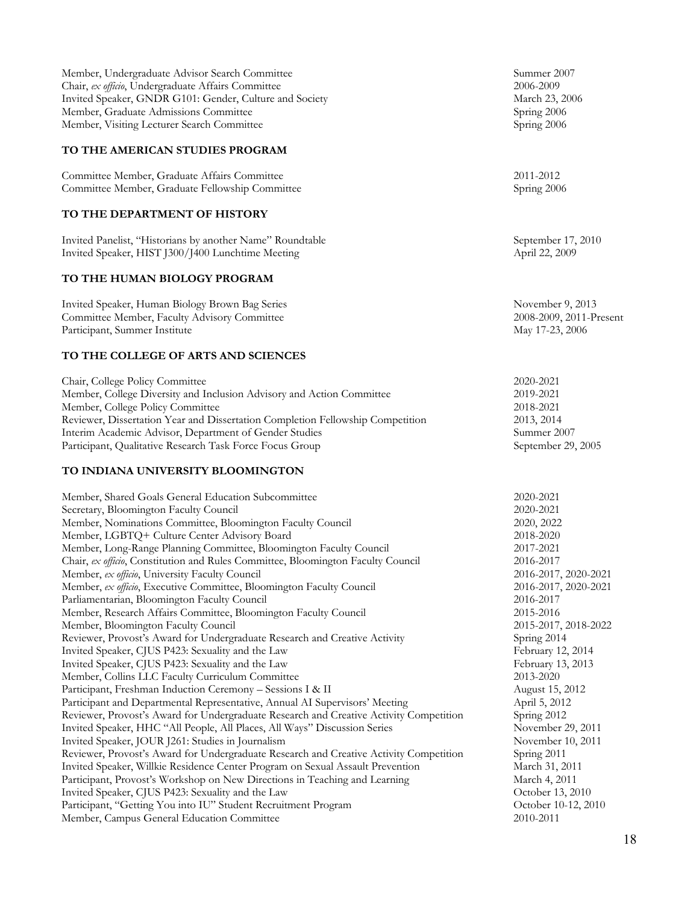Member, Undergraduate Advisor Search Committee — Summer 2007
Chair, *ex officio*, Undergraduate Affairs Committee — 2006-2009
Invited Speaker, GNDR G101: Gender, Culture and Society — March 23, 2006
Member, Graduate Admissions Committee — Spring 2006
Member, Visiting Lecturer Search Committee — Spring 2006

**TO THE AMERICAN STUDIES PROGRAM**

Committee Member, Graduate Affairs Committee — 2011-2012
Committee Member, Graduate Fellowship Committee — Spring 2006

**TO THE DEPARTMENT OF HISTORY**

Invited Panelist, "Historians by another Name" Roundtable — September 17, 2010
Invited Speaker, HIST J300/J400 Lunchtime Meeting — April 22, 2009

**TO THE HUMAN BIOLOGY PROGRAM**

Invited Speaker, Human Biology Brown Bag Series — November 9, 2013
Committee Member, Faculty Advisory Committee — 2008-2009, 2011-Present
Participant, Summer Institute — May 17-23, 2006

**TO THE COLLEGE OF ARTS AND SCIENCES**

Chair, College Policy Committee — 2020-2021
Member, College Diversity and Inclusion Advisory and Action Committee — 2019-2021
Member, College Policy Committee — 2018-2021
Reviewer, Dissertation Year and Dissertation Completion Fellowship Competition — 2013, 2014
Interim Academic Advisor, Department of Gender Studies — Summer 2007
Participant, Qualitative Research Task Force Focus Group — September 29, 2005

**TO INDIANA UNIVERSITY BLOOMINGTON**

Member, Shared Goals General Education Subcommittee — 2020-2021
Secretary, Bloomington Faculty Council — 2020-2021
Member, Nominations Committee, Bloomington Faculty Council — 2020, 2022
Member, LGBTQ+ Culture Center Advisory Board — 2018-2020
Member, Long-Range Planning Committee, Bloomington Faculty Council — 2017-2021
Chair, *ex officio*, Constitution and Rules Committee, Bloomington Faculty Council — 2016-2017
Member, *ex officio*, University Faculty Council — 2016-2017, 2020-2021
Member, *ex officio*, Executive Committee, Bloomington Faculty Council — 2016-2017, 2020-2021
Parliamentarian, Bloomington Faculty Council — 2016-2017
Member, Research Affairs Committee, Bloomington Faculty Council — 2015-2016
Member, Bloomington Faculty Council — 2015-2017, 2018-2022
Reviewer, Provost's Award for Undergraduate Research and Creative Activity — Spring 2014
Invited Speaker, CJUS P423: Sexuality and the Law — February 12, 2014
Invited Speaker, CJUS P423: Sexuality and the Law — February 13, 2013
Member, Collins LLC Faculty Curriculum Committee — 2013-2020
Participant, Freshman Induction Ceremony – Sessions I & II — August 15, 2012
Participant and Departmental Representative, Annual AI Supervisors' Meeting — April 5, 2012
Reviewer, Provost's Award for Undergraduate Research and Creative Activity Competition — Spring 2012
Invited Speaker, HHC "All People, All Places, All Ways" Discussion Series — November 29, 2011
Invited Speaker, JOUR J261: Studies in Journalism — November 10, 2011
Reviewer, Provost's Award for Undergraduate Research and Creative Activity Competition — Spring 2011
Invited Speaker, Willkie Residence Center Program on Sexual Assault Prevention — March 31, 2011
Participant, Provost's Workshop on New Directions in Teaching and Learning — March 4, 2011
Invited Speaker, CJUS P423: Sexuality and the Law — October 13, 2010
Participant, "Getting You into IU" Student Recruitment Program — October 10-12, 2010
Member, Campus General Education Committee — 2010-2011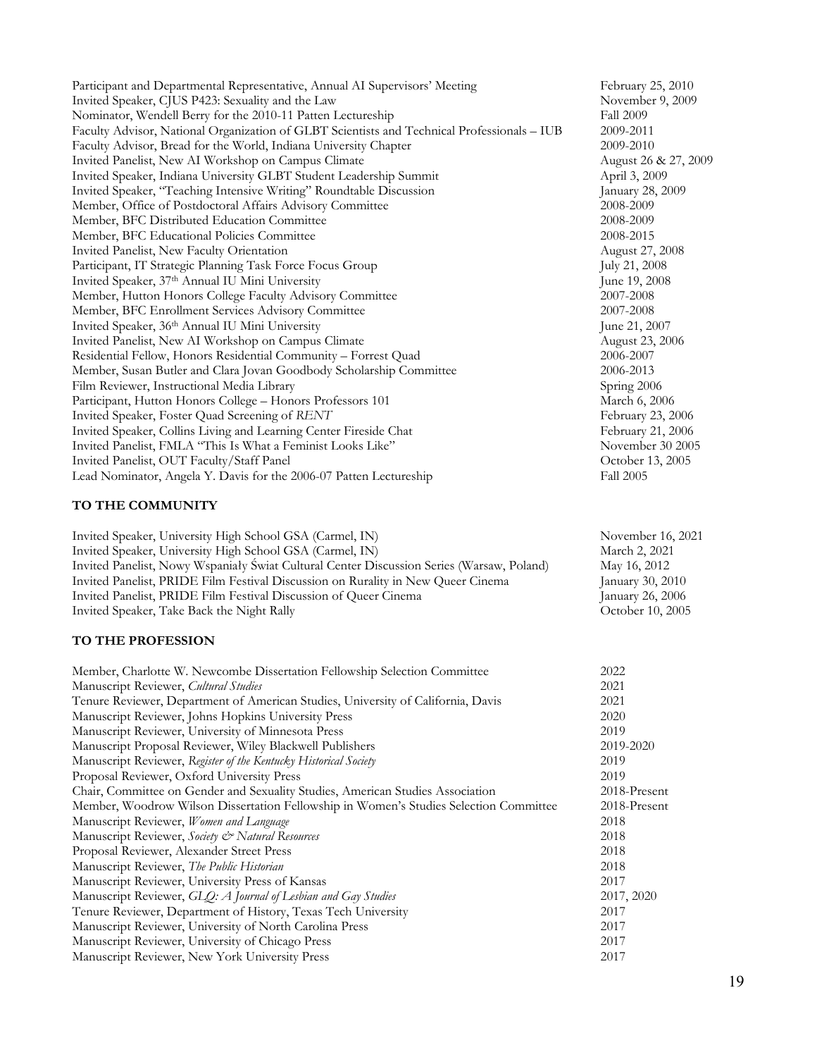Participant and Departmental Representative, Annual AI Supervisors' Meeting — February 25, 2010
Invited Speaker, CJUS P423: Sexuality and the Law — November 9, 2009
Nominator, Wendell Berry for the 2010-11 Patten Lectureship — Fall 2009
Faculty Advisor, National Organization of GLBT Scientists and Technical Professionals – IUB — 2009-2011
Faculty Advisor, Bread for the World, Indiana University Chapter — 2009-2010
Invited Panelist, New AI Workshop on Campus Climate — August 26 & 27, 2009
Invited Speaker, Indiana University GLBT Student Leadership Summit — April 3, 2009
Invited Speaker, "Teaching Intensive Writing" Roundtable Discussion — January 28, 2009
Member, Office of Postdoctoral Affairs Advisory Committee — 2008-2009
Member, BFC Distributed Education Committee — 2008-2009
Member, BFC Educational Policies Committee — 2008-2015
Invited Panelist, New Faculty Orientation — August 27, 2008
Participant, IT Strategic Planning Task Force Focus Group — July 21, 2008
Invited Speaker, 37th Annual IU Mini University — June 19, 2008
Member, Hutton Honors College Faculty Advisory Committee — 2007-2008
Member, BFC Enrollment Services Advisory Committee — 2007-2008
Invited Speaker, 36th Annual IU Mini University — June 21, 2007
Invited Panelist, New AI Workshop on Campus Climate — August 23, 2006
Residential Fellow, Honors Residential Community – Forrest Quad — 2006-2007
Member, Susan Butler and Clara Jovan Goodbody Scholarship Committee — 2006-2013
Film Reviewer, Instructional Media Library — Spring 2006
Participant, Hutton Honors College – Honors Professors 101 — March 6, 2006
Invited Speaker, Foster Quad Screening of *RENT* — February 23, 2006
Invited Speaker, Collins Living and Learning Center Fireside Chat — February 21, 2006
Invited Panelist, FMLA "This Is What a Feminist Looks Like" — November 30 2005
Invited Panelist, OUT Faculty/Staff Panel — October 13, 2005
Lead Nominator, Angela Y. Davis for the 2006-07 Patten Lectureship — Fall 2005

**TO THE COMMUNITY**

Invited Speaker, University High School GSA (Carmel, IN) — November 16, 2021
Invited Speaker, University High School GSA (Carmel, IN) — March 2, 2021
Invited Panelist, Nowy Wspaniały Świat Cultural Center Discussion Series (Warsaw, Poland) — May 16, 2012
Invited Panelist, PRIDE Film Festival Discussion on Rurality in New Queer Cinema — January 30, 2010
Invited Panelist, PRIDE Film Festival Discussion of Queer Cinema — January 26, 2006
Invited Speaker, Take Back the Night Rally — October 10, 2005

**TO THE PROFESSION**

Member, Charlotte W. Newcombe Dissertation Fellowship Selection Committee — 2022
Manuscript Reviewer, *Cultural Studies* — 2021
Tenure Reviewer, Department of American Studies, University of California, Davis — 2021
Manuscript Reviewer, Johns Hopkins University Press — 2020
Manuscript Reviewer, University of Minnesota Press — 2019
Manuscript Proposal Reviewer, Wiley Blackwell Publishers — 2019-2020
Manuscript Reviewer, *Register of the Kentucky Historical Society* — 2019
Proposal Reviewer, Oxford University Press — 2019
Chair, Committee on Gender and Sexuality Studies, American Studies Association — 2018-Present
Member, Woodrow Wilson Dissertation Fellowship in Women's Studies Selection Committee — 2018-Present
Manuscript Reviewer, *Women and Language* — 2018
Manuscript Reviewer, *Society & Natural Resources* — 2018
Proposal Reviewer, Alexander Street Press — 2018
Manuscript Reviewer, *The Public Historian* — 2018
Manuscript Reviewer, University Press of Kansas — 2017
Manuscript Reviewer, *GLQ: A Journal of Lesbian and Gay Studies* — 2017, 2020
Tenure Reviewer, Department of History, Texas Tech University — 2017
Manuscript Reviewer, University of North Carolina Press — 2017
Manuscript Reviewer, University of Chicago Press — 2017
Manuscript Reviewer, New York University Press — 2017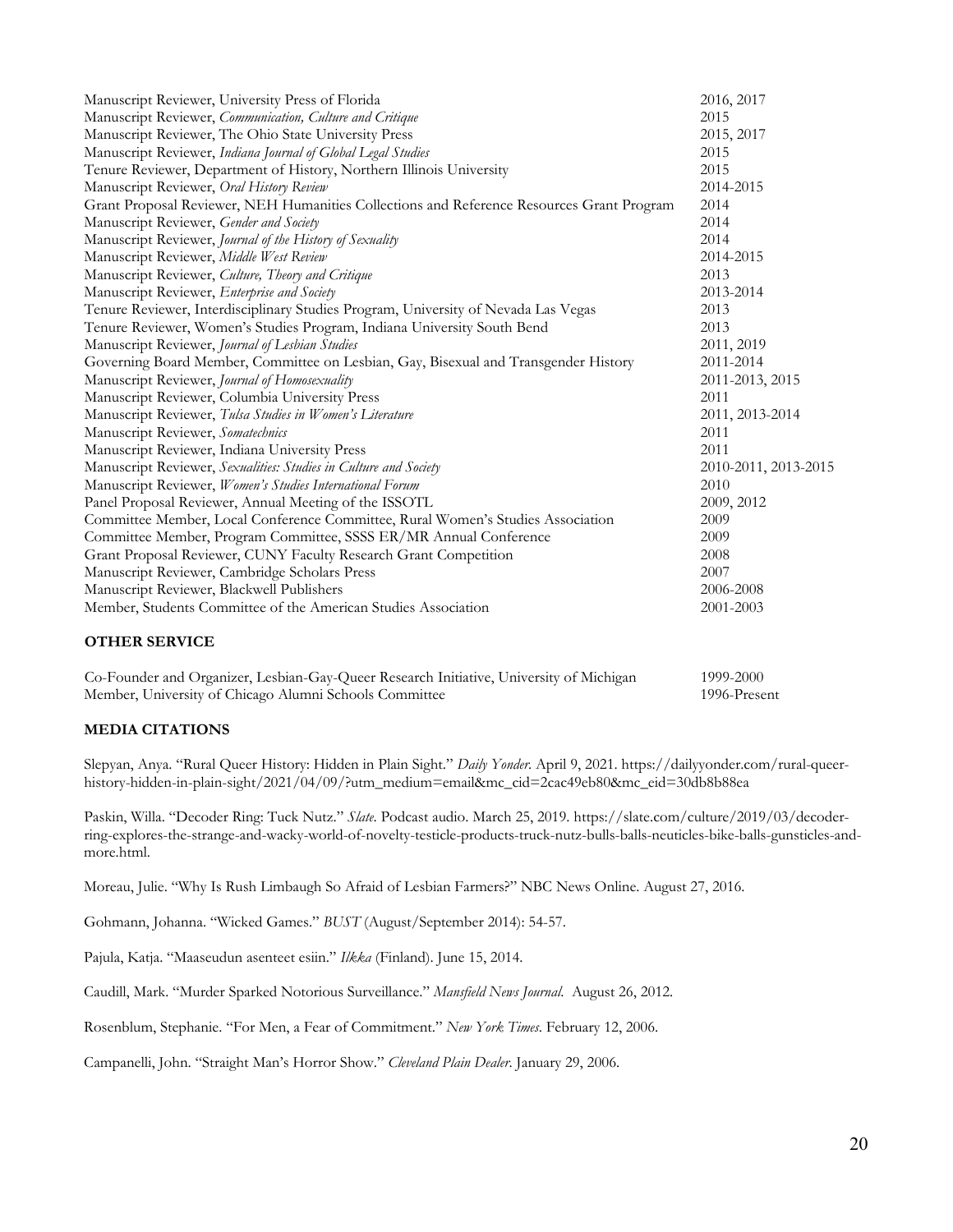| | |
|---|---|
| Manuscript Reviewer, University Press of Florida | 2016, 2017 |
| Manuscript Reviewer, *Communication, Culture and Critique* | 2015 |
| Manuscript Reviewer, The Ohio State University Press | 2015, 2017 |
| Manuscript Reviewer, *Indiana Journal of Global Legal Studies* | 2015 |
| Tenure Reviewer, Department of History, Northern Illinois University | 2015 |
| Manuscript Reviewer, *Oral History Review* | 2014-2015 |
| Grant Proposal Reviewer, NEH Humanities Collections and Reference Resources Grant Program | 2014 |
| Manuscript Reviewer, *Gender and Society* | 2014 |
| Manuscript Reviewer, *Journal of the History of Sexuality* | 2014 |
| Manuscript Reviewer, *Middle West Review* | 2014-2015 |
| Manuscript Reviewer, *Culture, Theory and Critique* | 2013 |
| Manuscript Reviewer, *Enterprise and Society* | 2013-2014 |
| Tenure Reviewer, Interdisciplinary Studies Program, University of Nevada Las Vegas | 2013 |
| Tenure Reviewer, Women's Studies Program, Indiana University South Bend | 2013 |
| Manuscript Reviewer, *Journal of Lesbian Studies* | 2011, 2019 |
| Governing Board Member, Committee on Lesbian, Gay, Bisexual and Transgender History | 2011-2014 |
| Manuscript Reviewer, *Journal of Homosexuality* | 2011-2013, 2015 |
| Manuscript Reviewer, Columbia University Press | 2011 |
| Manuscript Reviewer, *Tulsa Studies in Women's Literature* | 2011, 2013-2014 |
| Manuscript Reviewer, *Somatechnics* | 2011 |
| Manuscript Reviewer, Indiana University Press | 2011 |
| Manuscript Reviewer, *Sexualities: Studies in Culture and Society* | 2010-2011, 2013-2015 |
| Manuscript Reviewer, *Women's Studies International Forum* | 2010 |
| Panel Proposal Reviewer, Annual Meeting of the ISSOTL | 2009, 2012 |
| Committee Member, Local Conference Committee, Rural Women's Studies Association | 2009 |
| Committee Member, Program Committee, SSSS ER/MR Annual Conference | 2009 |
| Grant Proposal Reviewer, CUNY Faculty Research Grant Competition | 2008 |
| Manuscript Reviewer, Cambridge Scholars Press | 2007 |
| Manuscript Reviewer, Blackwell Publishers | 2006-2008 |
| Member, Students Committee of the American Studies Association | 2001-2003 |

## OTHER SERVICE

| | |
|---|---|
| Co-Founder and Organizer, Lesbian-Gay-Queer Research Initiative, University of Michigan | 1999-2000 |
| Member, University of Chicago Alumni Schools Committee | 1996-Present |

## MEDIA CITATIONS

Slepyan, Anya. "Rural Queer History: Hidden in Plain Sight." *Daily Yonder*. April 9, 2021. https://dailyyonder.com/rural-queer-history-hidden-in-plain-sight/2021/04/09/?utm_medium=email&mc_cid=2cac49eb80&mc_eid=30db8b88ea

Paskin, Willa. "Decoder Ring: Tuck Nutz." *Slate*. Podcast audio. March 25, 2019. https://slate.com/culture/2019/03/decoder-ring-explores-the-strange-and-wacky-world-of-novelty-testicle-products-truck-nutz-bulls-balls-neuticles-bike-balls-gunsticles-and-more.html.

Moreau, Julie. "Why Is Rush Limbaugh So Afraid of Lesbian Farmers?" NBC News Online. August 27, 2016.

Gohmann, Johanna. "Wicked Games." *BUST* (August/September 2014): 54-57.

Pajula, Katja. "Maaseudun asenteet esiin." *Ilkka* (Finland). June 15, 2014.

Caudill, Mark. "Murder Sparked Notorious Surveillance." *Mansfield News Journal*. August 26, 2012.

Rosenblum, Stephanie. "For Men, a Fear of Commitment." *New York Times*. February 12, 2006.

Campanelli, John. "Straight Man's Horror Show." *Cleveland Plain Dealer*. January 29, 2006.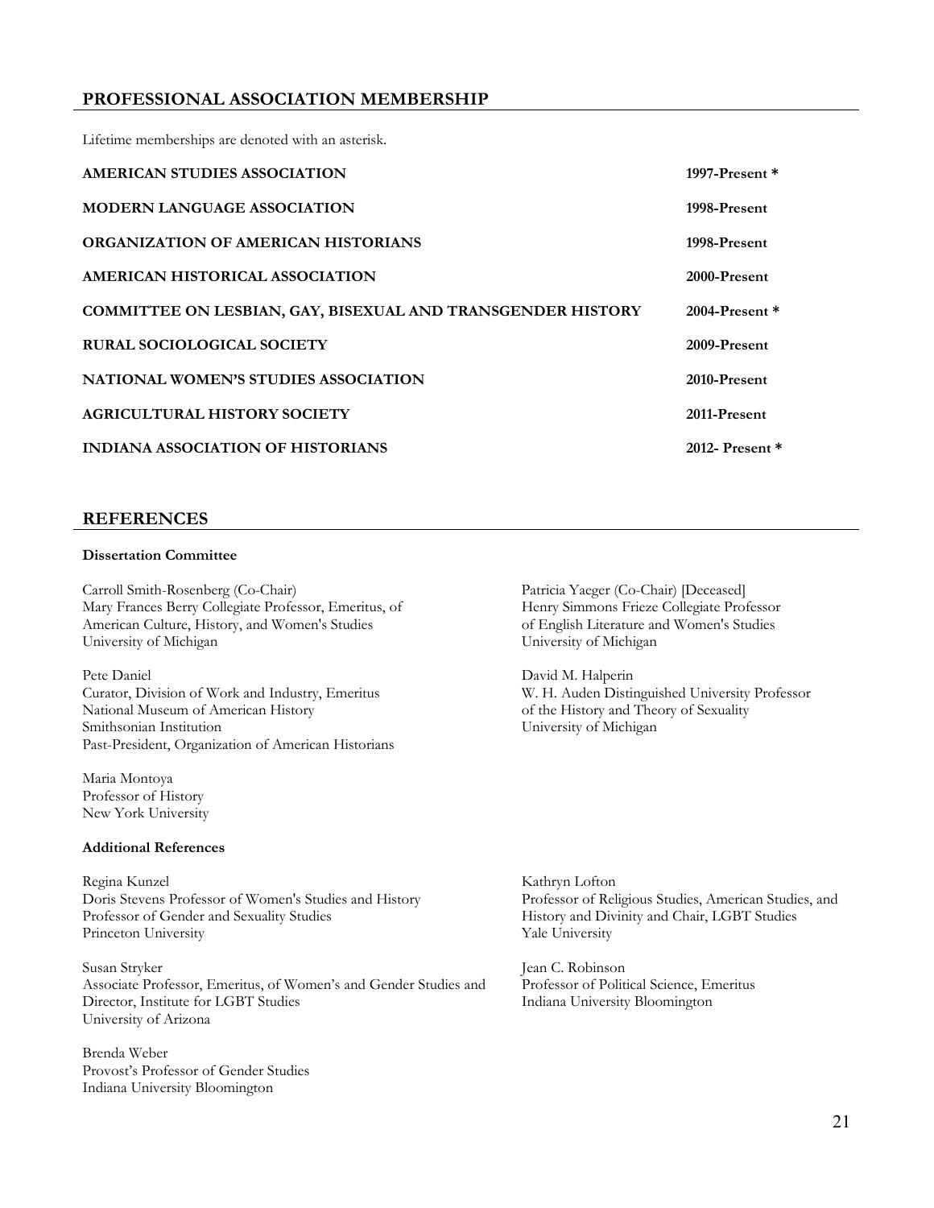## PROFESSIONAL ASSOCIATION MEMBERSHIP

Lifetime memberships are denoted with an asterisk.

| | |
|---|---|
| **AMERICAN STUDIES ASSOCIATION** | **1997-Present \*** |
| **MODERN LANGUAGE ASSOCIATION** | **1998-Present** |
| **ORGANIZATION OF AMERICAN HISTORIANS** | **1998-Present** |
| **AMERICAN HISTORICAL ASSOCIATION** | **2000-Present** |
| **COMMITTEE ON LESBIAN, GAY, BISEXUAL AND TRANSGENDER HISTORY** | **2004-Present \*** |
| **RURAL SOCIOLOGICAL SOCIETY** | **2009-Present** |
| **NATIONAL WOMEN'S STUDIES ASSOCIATION** | **2010-Present** |
| **AGRICULTURAL HISTORY SOCIETY** | **2011-Present** |
| **INDIANA ASSOCIATION OF HISTORIANS** | **2012- Present \*** |

## REFERENCES

**Dissertation Committee**

Carroll Smith-Rosenberg (Co-Chair)
Mary Frances Berry Collegiate Professor, Emeritus, of
American Culture, History, and Women's Studies
University of Michigan

Patricia Yaeger (Co-Chair) [Deceased]
Henry Simmons Frieze Collegiate Professor
of English Literature and Women's Studies
University of Michigan

Pete Daniel
Curator, Division of Work and Industry, Emeritus
National Museum of American History
Smithsonian Institution
Past-President, Organization of American Historians

David M. Halperin
W. H. Auden Distinguished University Professor
of the History and Theory of Sexuality
University of Michigan

Maria Montoya
Professor of History
New York University

**Additional References**

Regina Kunzel
Doris Stevens Professor of Women's Studies and History
Professor of Gender and Sexuality Studies
Princeton University

Kathryn Lofton
Professor of Religious Studies, American Studies, and
History and Divinity and Chair, LGBT Studies
Yale University

Susan Stryker
Associate Professor, Emeritus, of Women's and Gender Studies and
Director, Institute for LGBT Studies
University of Arizona

Jean C. Robinson
Professor of Political Science, Emeritus
Indiana University Bloomington

Brenda Weber
Provost's Professor of Gender Studies
Indiana University Bloomington